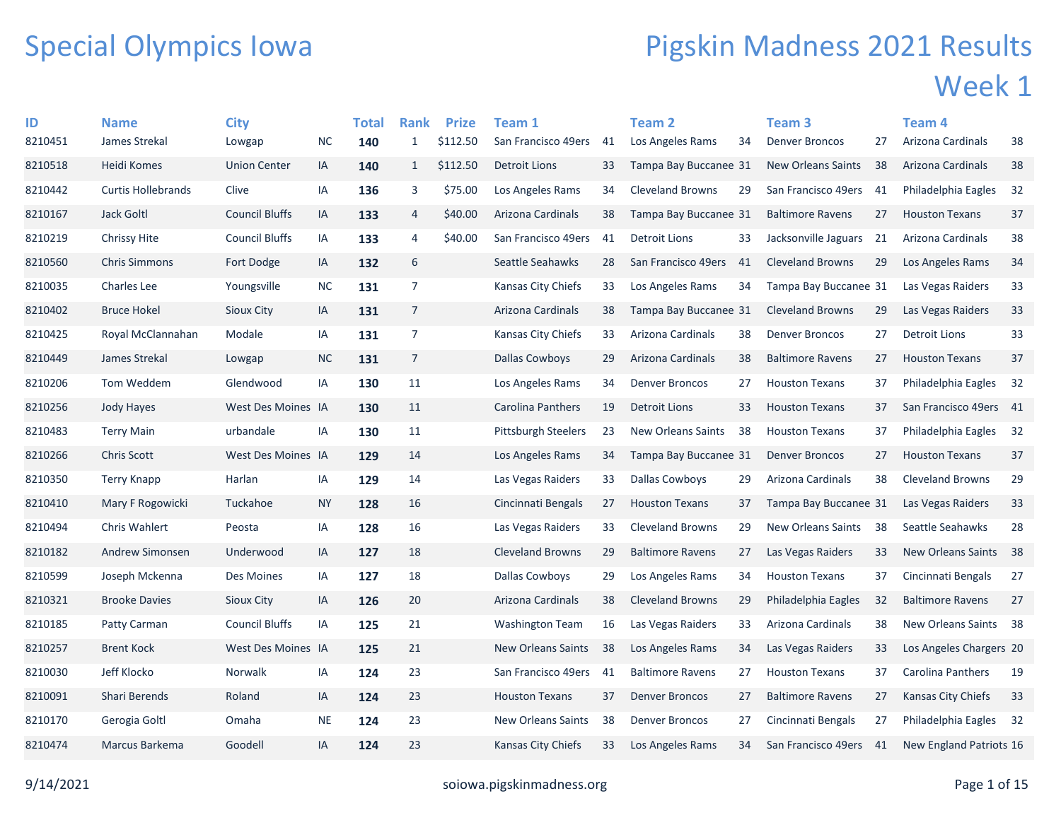# Special Olympics Iowa

# Pigskin Madness 2021 Results

## Week 1

| ID | Name | City | | Total | Rank | Prize | Team 1 | | Team 2 | | Team 3 | | Team 4 | |
|---|---|---|---|---|---|---|---|---|---|---|---|---|---|---|
| 8210451 | James Strekal | Lowgap | NC | **140** | 1 | $112.50 | San Francisco 49ers | 41 | Los Angeles Rams | 34 | Denver Broncos | 27 | Arizona Cardinals | 38 |
| 8210518 | Heidi Komes | Union Center | IA | **140** | 1 | $112.50 | Detroit Lions | 33 | Tampa Bay Buccanee | 31 | New Orleans Saints | 38 | Arizona Cardinals | 38 |
| 8210442 | Curtis Hollebrands | Clive | IA | **136** | 3 | $75.00 | Los Angeles Rams | 34 | Cleveland Browns | 29 | San Francisco 49ers | 41 | Philadelphia Eagles | 32 |
| 8210167 | Jack Goltl | Council Bluffs | IA | **133** | 4 | $40.00 | Arizona Cardinals | 38 | Tampa Bay Buccanee | 31 | Baltimore Ravens | 27 | Houston Texans | 37 |
| 8210219 | Chrissy Hite | Council Bluffs | IA | **133** | 4 | $40.00 | San Francisco 49ers | 41 | Detroit Lions | 33 | Jacksonville Jaguars | 21 | Arizona Cardinals | 38 |
| 8210560 | Chris Simmons | Fort Dodge | IA | **132** | 6 | | Seattle Seahawks | 28 | San Francisco 49ers | 41 | Cleveland Browns | 29 | Los Angeles Rams | 34 |
| 8210035 | Charles Lee | Youngsville | NC | **131** | 7 | | Kansas City Chiefs | 33 | Los Angeles Rams | 34 | Tampa Bay Buccanee | 31 | Las Vegas Raiders | 33 |
| 8210402 | Bruce Hokel | Sioux City | IA | **131** | 7 | | Arizona Cardinals | 38 | Tampa Bay Buccanee | 31 | Cleveland Browns | 29 | Las Vegas Raiders | 33 |
| 8210425 | Royal McClannahan | Modale | IA | **131** | 7 | | Kansas City Chiefs | 33 | Arizona Cardinals | 38 | Denver Broncos | 27 | Detroit Lions | 33 |
| 8210449 | James Strekal | Lowgap | NC | **131** | 7 | | Dallas Cowboys | 29 | Arizona Cardinals | 38 | Baltimore Ravens | 27 | Houston Texans | 37 |
| 8210206 | Tom Weddem | Glendwood | IA | **130** | 11 | | Los Angeles Rams | 34 | Denver Broncos | 27 | Houston Texans | 37 | Philadelphia Eagles | 32 |
| 8210256 | Jody Hayes | West Des Moines | IA | **130** | 11 | | Carolina Panthers | 19 | Detroit Lions | 33 | Houston Texans | 37 | San Francisco 49ers | 41 |
| 8210483 | Terry Main | urbandale | IA | **130** | 11 | | Pittsburgh Steelers | 23 | New Orleans Saints | 38 | Houston Texans | 37 | Philadelphia Eagles | 32 |
| 8210266 | Chris Scott | West Des Moines | IA | **129** | 14 | | Los Angeles Rams | 34 | Tampa Bay Buccanee | 31 | Denver Broncos | 27 | Houston Texans | 37 |
| 8210350 | Terry Knapp | Harlan | IA | **129** | 14 | | Las Vegas Raiders | 33 | Dallas Cowboys | 29 | Arizona Cardinals | 38 | Cleveland Browns | 29 |
| 8210410 | Mary F Rogowicki | Tuckahoe | NY | **128** | 16 | | Cincinnati Bengals | 27 | Houston Texans | 37 | Tampa Bay Buccanee | 31 | Las Vegas Raiders | 33 |
| 8210494 | Chris Wahlert | Peosta | IA | **128** | 16 | | Las Vegas Raiders | 33 | Cleveland Browns | 29 | New Orleans Saints | 38 | Seattle Seahawks | 28 |
| 8210182 | Andrew Simonsen | Underwood | IA | **127** | 18 | | Cleveland Browns | 29 | Baltimore Ravens | 27 | Las Vegas Raiders | 33 | New Orleans Saints | 38 |
| 8210599 | Joseph Mckenna | Des Moines | IA | **127** | 18 | | Dallas Cowboys | 29 | Los Angeles Rams | 34 | Houston Texans | 37 | Cincinnati Bengals | 27 |
| 8210321 | Brooke Davies | Sioux City | IA | **126** | 20 | | Arizona Cardinals | 38 | Cleveland Browns | 29 | Philadelphia Eagles | 32 | Baltimore Ravens | 27 |
| 8210185 | Patty Carman | Council Bluffs | IA | **125** | 21 | | Washington Team | 16 | Las Vegas Raiders | 33 | Arizona Cardinals | 38 | New Orleans Saints | 38 |
| 8210257 | Brent Kock | West Des Moines | IA | **125** | 21 | | New Orleans Saints | 38 | Los Angeles Rams | 34 | Las Vegas Raiders | 33 | Los Angeles Chargers | 20 |
| 8210030 | Jeff Klocko | Norwalk | IA | **124** | 23 | | San Francisco 49ers | 41 | Baltimore Ravens | 27 | Houston Texans | 37 | Carolina Panthers | 19 |
| 8210091 | Shari Berends | Roland | IA | **124** | 23 | | Houston Texans | 37 | Denver Broncos | 27 | Baltimore Ravens | 27 | Kansas City Chiefs | 33 |
| 8210170 | Gerogia Goltl | Omaha | NE | **124** | 23 | | New Orleans Saints | 38 | Denver Broncos | 27 | Cincinnati Bengals | 27 | Philadelphia Eagles | 32 |
| 8210474 | Marcus Barkema | Goodell | IA | **124** | 23 | | Kansas City Chiefs | 33 | Los Angeles Rams | 34 | San Francisco 49ers | 41 | New England Patriots | 16 |

9/14/2021 soiowa.pigskinmadness.org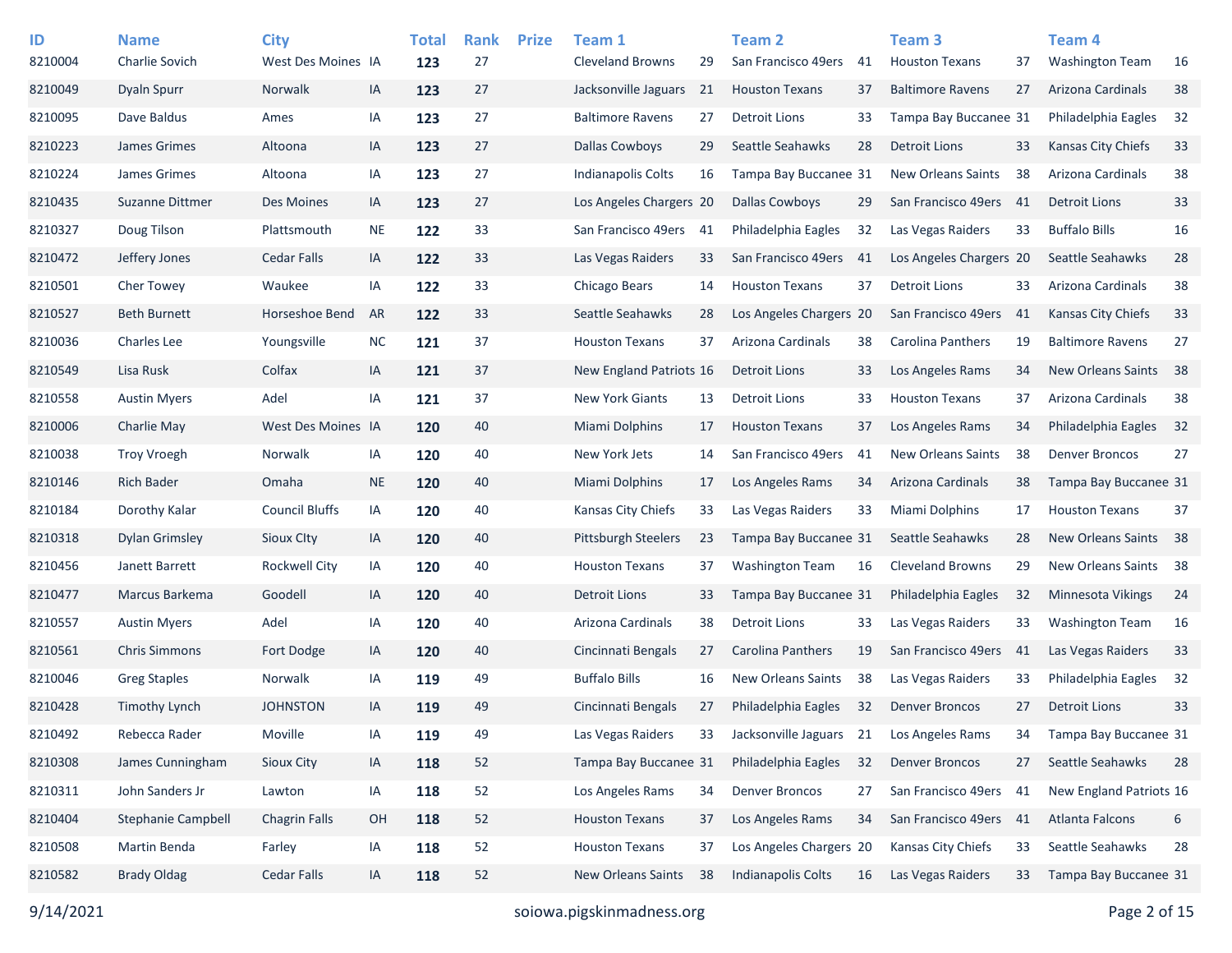| ID | Name | City | | Total | Rank | Prize | Team 1 | | Team 2 | | Team 3 | | Team 4 | |
|---|---|---|---|---|---|---|---|---|---|---|---|---|---|---|
| 8210004 | Charlie Sovich | West Des Moines | IA | **123** | 27 | | Cleveland Browns | 29 | San Francisco 49ers | 41 | Houston Texans | 37 | Washington Team | 16 |
| 8210049 | Dyaln Spurr | Norwalk | IA | **123** | 27 | | Jacksonville Jaguars | 21 | Houston Texans | 37 | Baltimore Ravens | 27 | Arizona Cardinals | 38 |
| 8210095 | Dave Baldus | Ames | IA | **123** | 27 | | Baltimore Ravens | 27 | Detroit Lions | 33 | Tampa Bay Buccanee | 31 | Philadelphia Eagles | 32 |
| 8210223 | James Grimes | Altoona | IA | **123** | 27 | | Dallas Cowboys | 29 | Seattle Seahawks | 28 | Detroit Lions | 33 | Kansas City Chiefs | 33 |
| 8210224 | James Grimes | Altoona | IA | **123** | 27 | | Indianapolis Colts | 16 | Tampa Bay Buccanee | 31 | New Orleans Saints | 38 | Arizona Cardinals | 38 |
| 8210435 | Suzanne Dittmer | Des Moines | IA | **123** | 27 | | Los Angeles Chargers | 20 | Dallas Cowboys | 29 | San Francisco 49ers | 41 | Detroit Lions | 33 |
| 8210327 | Doug Tilson | Plattsmouth | NE | **122** | 33 | | San Francisco 49ers | 41 | Philadelphia Eagles | 32 | Las Vegas Raiders | 33 | Buffalo Bills | 16 |
| 8210472 | Jeffery Jones | Cedar Falls | IA | **122** | 33 | | Las Vegas Raiders | 33 | San Francisco 49ers | 41 | Los Angeles Chargers | 20 | Seattle Seahawks | 28 |
| 8210501 | Cher Towey | Waukee | IA | **122** | 33 | | Chicago Bears | 14 | Houston Texans | 37 | Detroit Lions | 33 | Arizona Cardinals | 38 |
| 8210527 | Beth Burnett | Horseshoe Bend | AR | **122** | 33 | | Seattle Seahawks | 28 | Los Angeles Chargers | 20 | San Francisco 49ers | 41 | Kansas City Chiefs | 33 |
| 8210036 | Charles Lee | Youngsville | NC | **121** | 37 | | Houston Texans | 37 | Arizona Cardinals | 38 | Carolina Panthers | 19 | Baltimore Ravens | 27 |
| 8210549 | Lisa Rusk | Colfax | IA | **121** | 37 | | New England Patriots | 16 | Detroit Lions | 33 | Los Angeles Rams | 34 | New Orleans Saints | 38 |
| 8210558 | Austin Myers | Adel | IA | **121** | 37 | | New York Giants | 13 | Detroit Lions | 33 | Houston Texans | 37 | Arizona Cardinals | 38 |
| 8210006 | Charlie May | West Des Moines | IA | **120** | 40 | | Miami Dolphins | 17 | Houston Texans | 37 | Los Angeles Rams | 34 | Philadelphia Eagles | 32 |
| 8210038 | Troy Vroegh | Norwalk | IA | **120** | 40 | | New York Jets | 14 | San Francisco 49ers | 41 | New Orleans Saints | 38 | Denver Broncos | 27 |
| 8210146 | Rich Bader | Omaha | NE | **120** | 40 | | Miami Dolphins | 17 | Los Angeles Rams | 34 | Arizona Cardinals | 38 | Tampa Bay Buccanee | 31 |
| 8210184 | Dorothy Kalar | Council Bluffs | IA | **120** | 40 | | Kansas City Chiefs | 33 | Las Vegas Raiders | 33 | Miami Dolphins | 17 | Houston Texans | 37 |
| 8210318 | Dylan Grimsley | Sioux CIty | IA | **120** | 40 | | Pittsburgh Steelers | 23 | Tampa Bay Buccanee | 31 | Seattle Seahawks | 28 | New Orleans Saints | 38 |
| 8210456 | Janett Barrett | Rockwell City | IA | **120** | 40 | | Houston Texans | 37 | Washington Team | 16 | Cleveland Browns | 29 | New Orleans Saints | 38 |
| 8210477 | Marcus Barkema | Goodell | IA | **120** | 40 | | Detroit Lions | 33 | Tampa Bay Buccanee | 31 | Philadelphia Eagles | 32 | Minnesota Vikings | 24 |
| 8210557 | Austin Myers | Adel | IA | **120** | 40 | | Arizona Cardinals | 38 | Detroit Lions | 33 | Las Vegas Raiders | 33 | Washington Team | 16 |
| 8210561 | Chris Simmons | Fort Dodge | IA | **120** | 40 | | Cincinnati Bengals | 27 | Carolina Panthers | 19 | San Francisco 49ers | 41 | Las Vegas Raiders | 33 |
| 8210046 | Greg Staples | Norwalk | IA | **119** | 49 | | Buffalo Bills | 16 | New Orleans Saints | 38 | Las Vegas Raiders | 33 | Philadelphia Eagles | 32 |
| 8210428 | Timothy Lynch | JOHNSTON | IA | **119** | 49 | | Cincinnati Bengals | 27 | Philadelphia Eagles | 32 | Denver Broncos | 27 | Detroit Lions | 33 |
| 8210492 | Rebecca Rader | Moville | IA | **119** | 49 | | Las Vegas Raiders | 33 | Jacksonville Jaguars | 21 | Los Angeles Rams | 34 | Tampa Bay Buccanee | 31 |
| 8210308 | James Cunningham | Sioux City | IA | **118** | 52 | | Tampa Bay Buccanee | 31 | Philadelphia Eagles | 32 | Denver Broncos | 27 | Seattle Seahawks | 28 |
| 8210311 | John Sanders Jr | Lawton | IA | **118** | 52 | | Los Angeles Rams | 34 | Denver Broncos | 27 | San Francisco 49ers | 41 | New England Patriots | 16 |
| 8210404 | Stephanie Campbell | Chagrin Falls | OH | **118** | 52 | | Houston Texans | 37 | Los Angeles Rams | 34 | San Francisco 49ers | 41 | Atlanta Falcons | 6 |
| 8210508 | Martin Benda | Farley | IA | **118** | 52 | | Houston Texans | 37 | Los Angeles Chargers | 20 | Kansas City Chiefs | 33 | Seattle Seahawks | 28 |
| 8210582 | Brady Oldag | Cedar Falls | IA | **118** | 52 | | New Orleans Saints | 38 | Indianapolis Colts | 16 | Las Vegas Raiders | 33 | Tampa Bay Buccanee | 31 |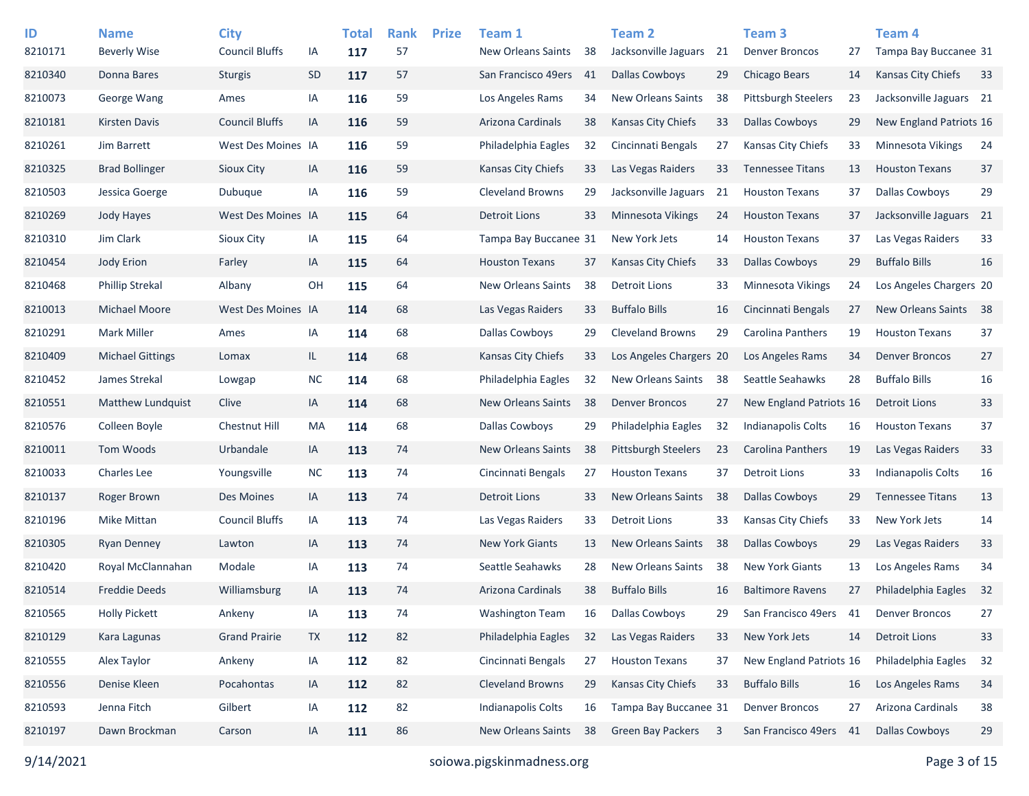| ID | Name | City | | Total | Rank | Prize | Team 1 | | Team 2 | | Team 3 | | Team 4 | |
|---|---|---|---|---|---|---|---|---|---|---|---|---|---|---|
| 8210171 | Beverly Wise | Council Bluffs | IA | **117** | 57 | | New Orleans Saints | 38 | Jacksonville Jaguars | 21 | Denver Broncos | 27 | Tampa Bay Buccanee | 31 |
| 8210340 | Donna Bares | Sturgis | SD | **117** | 57 | | San Francisco 49ers | 41 | Dallas Cowboys | 29 | Chicago Bears | 14 | Kansas City Chiefs | 33 |
| 8210073 | George Wang | Ames | IA | **116** | 59 | | Los Angeles Rams | 34 | New Orleans Saints | 38 | Pittsburgh Steelers | 23 | Jacksonville Jaguars | 21 |
| 8210181 | Kirsten Davis | Council Bluffs | IA | **116** | 59 | | Arizona Cardinals | 38 | Kansas City Chiefs | 33 | Dallas Cowboys | 29 | New England Patriots | 16 |
| 8210261 | Jim Barrett | West Des Moines | IA | **116** | 59 | | Philadelphia Eagles | 32 | Cincinnati Bengals | 27 | Kansas City Chiefs | 33 | Minnesota Vikings | 24 |
| 8210325 | Brad Bollinger | Sioux City | IA | **116** | 59 | | Kansas City Chiefs | 33 | Las Vegas Raiders | 33 | Tennessee Titans | 13 | Houston Texans | 37 |
| 8210503 | Jessica Goerge | Dubuque | IA | **116** | 59 | | Cleveland Browns | 29 | Jacksonville Jaguars | 21 | Houston Texans | 37 | Dallas Cowboys | 29 |
| 8210269 | Jody Hayes | West Des Moines | IA | **115** | 64 | | Detroit Lions | 33 | Minnesota Vikings | 24 | Houston Texans | 37 | Jacksonville Jaguars | 21 |
| 8210310 | Jim Clark | Sioux City | IA | **115** | 64 | | Tampa Bay Buccanee | 31 | New York Jets | 14 | Houston Texans | 37 | Las Vegas Raiders | 33 |
| 8210454 | Jody Erion | Farley | IA | **115** | 64 | | Houston Texans | 37 | Kansas City Chiefs | 33 | Dallas Cowboys | 29 | Buffalo Bills | 16 |
| 8210468 | Phillip Strekal | Albany | OH | **115** | 64 | | New Orleans Saints | 38 | Detroit Lions | 33 | Minnesota Vikings | 24 | Los Angeles Chargers | 20 |
| 8210013 | Michael Moore | West Des Moines | IA | **114** | 68 | | Las Vegas Raiders | 33 | Buffalo Bills | 16 | Cincinnati Bengals | 27 | New Orleans Saints | 38 |
| 8210291 | Mark Miller | Ames | IA | **114** | 68 | | Dallas Cowboys | 29 | Cleveland Browns | 29 | Carolina Panthers | 19 | Houston Texans | 37 |
| 8210409 | Michael Gittings | Lomax | IL | **114** | 68 | | Kansas City Chiefs | 33 | Los Angeles Chargers | 20 | Los Angeles Rams | 34 | Denver Broncos | 27 |
| 8210452 | James Strekal | Lowgap | NC | **114** | 68 | | Philadelphia Eagles | 32 | New Orleans Saints | 38 | Seattle Seahawks | 28 | Buffalo Bills | 16 |
| 8210551 | Matthew Lundquist | Clive | IA | **114** | 68 | | New Orleans Saints | 38 | Denver Broncos | 27 | New England Patriots | 16 | Detroit Lions | 33 |
| 8210576 | Colleen Boyle | Chestnut Hill | MA | **114** | 68 | | Dallas Cowboys | 29 | Philadelphia Eagles | 32 | Indianapolis Colts | 16 | Houston Texans | 37 |
| 8210011 | Tom Woods | Urbandale | IA | **113** | 74 | | New Orleans Saints | 38 | Pittsburgh Steelers | 23 | Carolina Panthers | 19 | Las Vegas Raiders | 33 |
| 8210033 | Charles Lee | Youngsville | NC | **113** | 74 | | Cincinnati Bengals | 27 | Houston Texans | 37 | Detroit Lions | 33 | Indianapolis Colts | 16 |
| 8210137 | Roger Brown | Des Moines | IA | **113** | 74 | | Detroit Lions | 33 | New Orleans Saints | 38 | Dallas Cowboys | 29 | Tennessee Titans | 13 |
| 8210196 | Mike Mittan | Council Bluffs | IA | **113** | 74 | | Las Vegas Raiders | 33 | Detroit Lions | 33 | Kansas City Chiefs | 33 | New York Jets | 14 |
| 8210305 | Ryan Denney | Lawton | IA | **113** | 74 | | New York Giants | 13 | New Orleans Saints | 38 | Dallas Cowboys | 29 | Las Vegas Raiders | 33 |
| 8210420 | Royal McClannahan | Modale | IA | **113** | 74 | | Seattle Seahawks | 28 | New Orleans Saints | 38 | New York Giants | 13 | Los Angeles Rams | 34 |
| 8210514 | Freddie Deeds | Williamsburg | IA | **113** | 74 | | Arizona Cardinals | 38 | Buffalo Bills | 16 | Baltimore Ravens | 27 | Philadelphia Eagles | 32 |
| 8210565 | Holly Pickett | Ankeny | IA | **113** | 74 | | Washington Team | 16 | Dallas Cowboys | 29 | San Francisco 49ers | 41 | Denver Broncos | 27 |
| 8210129 | Kara Lagunas | Grand Prairie | TX | **112** | 82 | | Philadelphia Eagles | 32 | Las Vegas Raiders | 33 | New York Jets | 14 | Detroit Lions | 33 |
| 8210555 | Alex Taylor | Ankeny | IA | **112** | 82 | | Cincinnati Bengals | 27 | Houston Texans | 37 | New England Patriots | 16 | Philadelphia Eagles | 32 |
| 8210556 | Denise Kleen | Pocahontas | IA | **112** | 82 | | Cleveland Browns | 29 | Kansas City Chiefs | 33 | Buffalo Bills | 16 | Los Angeles Rams | 34 |
| 8210593 | Jenna Fitch | Gilbert | IA | **112** | 82 | | Indianapolis Colts | 16 | Tampa Bay Buccanee | 31 | Denver Broncos | 27 | Arizona Cardinals | 38 |
| 8210197 | Dawn Brockman | Carson | IA | **111** | 86 | | New Orleans Saints | 38 | Green Bay Packers | 3 | San Francisco 49ers | 41 | Dallas Cowboys | 29 |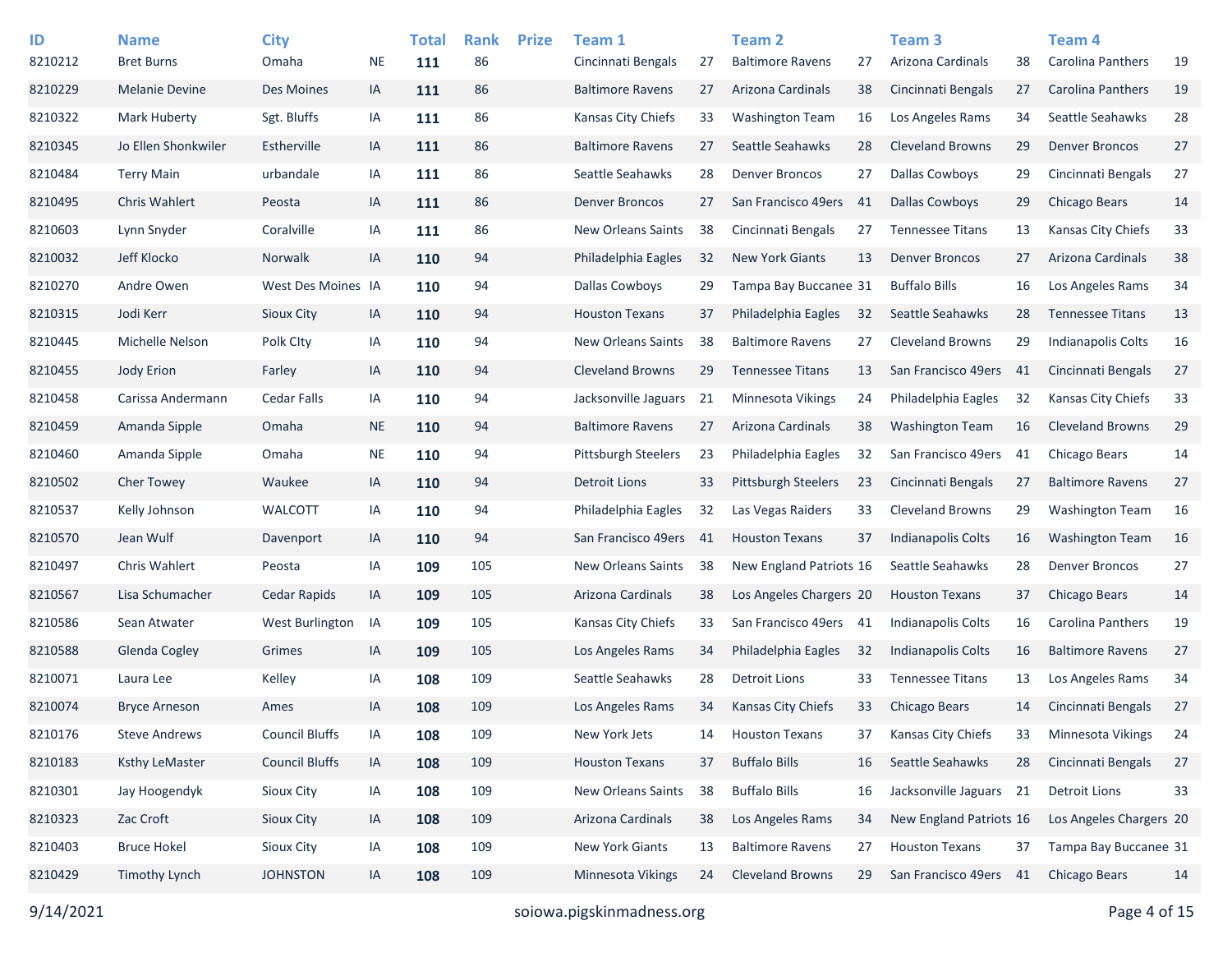| ID | Name | City | | Total | Rank | Prize | Team 1 | | Team 2 | | Team 3 | | Team 4 | |
|---|---|---|---|---|---|---|---|---|---|---|---|---|---|---|
| 8210212 | Bret Burns | Omaha | NE | **111** | 86 | | Cincinnati Bengals | 27 | Baltimore Ravens | 27 | Arizona Cardinals | 38 | Carolina Panthers | 19 |
| 8210229 | Melanie Devine | Des Moines | IA | **111** | 86 | | Baltimore Ravens | 27 | Arizona Cardinals | 38 | Cincinnati Bengals | 27 | Carolina Panthers | 19 |
| 8210322 | Mark Huberty | Sgt. Bluffs | IA | **111** | 86 | | Kansas City Chiefs | 33 | Washington Team | 16 | Los Angeles Rams | 34 | Seattle Seahawks | 28 |
| 8210345 | Jo Ellen Shonkwiler | Estherville | IA | **111** | 86 | | Baltimore Ravens | 27 | Seattle Seahawks | 28 | Cleveland Browns | 29 | Denver Broncos | 27 |
| 8210484 | Terry Main | urbandale | IA | **111** | 86 | | Seattle Seahawks | 28 | Denver Broncos | 27 | Dallas Cowboys | 29 | Cincinnati Bengals | 27 |
| 8210495 | Chris Wahlert | Peosta | IA | **111** | 86 | | Denver Broncos | 27 | San Francisco 49ers | 41 | Dallas Cowboys | 29 | Chicago Bears | 14 |
| 8210603 | Lynn Snyder | Coralville | IA | **111** | 86 | | New Orleans Saints | 38 | Cincinnati Bengals | 27 | Tennessee Titans | 13 | Kansas City Chiefs | 33 |
| 8210032 | Jeff Klocko | Norwalk | IA | **110** | 94 | | Philadelphia Eagles | 32 | New York Giants | 13 | Denver Broncos | 27 | Arizona Cardinals | 38 |
| 8210270 | Andre Owen | West Des Moines | IA | **110** | 94 | | Dallas Cowboys | 29 | Tampa Bay Buccanee | 31 | Buffalo Bills | 16 | Los Angeles Rams | 34 |
| 8210315 | Jodi Kerr | Sioux City | IA | **110** | 94 | | Houston Texans | 37 | Philadelphia Eagles | 32 | Seattle Seahawks | 28 | Tennessee Titans | 13 |
| 8210445 | Michelle Nelson | Polk CIty | IA | **110** | 94 | | New Orleans Saints | 38 | Baltimore Ravens | 27 | Cleveland Browns | 29 | Indianapolis Colts | 16 |
| 8210455 | Jody Erion | Farley | IA | **110** | 94 | | Cleveland Browns | 29 | Tennessee Titans | 13 | San Francisco 49ers | 41 | Cincinnati Bengals | 27 |
| 8210458 | Carissa Andermann | Cedar Falls | IA | **110** | 94 | | Jacksonville Jaguars | 21 | Minnesota Vikings | 24 | Philadelphia Eagles | 32 | Kansas City Chiefs | 33 |
| 8210459 | Amanda Sipple | Omaha | NE | **110** | 94 | | Baltimore Ravens | 27 | Arizona Cardinals | 38 | Washington Team | 16 | Cleveland Browns | 29 |
| 8210460 | Amanda Sipple | Omaha | NE | **110** | 94 | | Pittsburgh Steelers | 23 | Philadelphia Eagles | 32 | San Francisco 49ers | 41 | Chicago Bears | 14 |
| 8210502 | Cher Towey | Waukee | IA | **110** | 94 | | Detroit Lions | 33 | Pittsburgh Steelers | 23 | Cincinnati Bengals | 27 | Baltimore Ravens | 27 |
| 8210537 | Kelly Johnson | WALCOTT | IA | **110** | 94 | | Philadelphia Eagles | 32 | Las Vegas Raiders | 33 | Cleveland Browns | 29 | Washington Team | 16 |
| 8210570 | Jean Wulf | Davenport | IA | **110** | 94 | | San Francisco 49ers | 41 | Houston Texans | 37 | Indianapolis Colts | 16 | Washington Team | 16 |
| 8210497 | Chris Wahlert | Peosta | IA | **109** | 105 | | New Orleans Saints | 38 | New England Patriots | 16 | Seattle Seahawks | 28 | Denver Broncos | 27 |
| 8210567 | Lisa Schumacher | Cedar Rapids | IA | **109** | 105 | | Arizona Cardinals | 38 | Los Angeles Chargers | 20 | Houston Texans | 37 | Chicago Bears | 14 |
| 8210586 | Sean Atwater | West Burlington | IA | **109** | 105 | | Kansas City Chiefs | 33 | San Francisco 49ers | 41 | Indianapolis Colts | 16 | Carolina Panthers | 19 |
| 8210588 | Glenda Cogley | Grimes | IA | **109** | 105 | | Los Angeles Rams | 34 | Philadelphia Eagles | 32 | Indianapolis Colts | 16 | Baltimore Ravens | 27 |
| 8210071 | Laura Lee | Kelley | IA | **108** | 109 | | Seattle Seahawks | 28 | Detroit Lions | 33 | Tennessee Titans | 13 | Los Angeles Rams | 34 |
| 8210074 | Bryce Arneson | Ames | IA | **108** | 109 | | Los Angeles Rams | 34 | Kansas City Chiefs | 33 | Chicago Bears | 14 | Cincinnati Bengals | 27 |
| 8210176 | Steve Andrews | Council Bluffs | IA | **108** | 109 | | New York Jets | 14 | Houston Texans | 37 | Kansas City Chiefs | 33 | Minnesota Vikings | 24 |
| 8210183 | Ksthy LeMaster | Council Bluffs | IA | **108** | 109 | | Houston Texans | 37 | Buffalo Bills | 16 | Seattle Seahawks | 28 | Cincinnati Bengals | 27 |
| 8210301 | Jay Hoogendyk | Sioux City | IA | **108** | 109 | | New Orleans Saints | 38 | Buffalo Bills | 16 | Jacksonville Jaguars | 21 | Detroit Lions | 33 |
| 8210323 | Zac Croft | Sioux City | IA | **108** | 109 | | Arizona Cardinals | 38 | Los Angeles Rams | 34 | New England Patriots | 16 | Los Angeles Chargers | 20 |
| 8210403 | Bruce Hokel | Sioux City | IA | **108** | 109 | | New York Giants | 13 | Baltimore Ravens | 27 | Houston Texans | 37 | Tampa Bay Buccanee | 31 |
| 8210429 | Timothy Lynch | JOHNSTON | IA | **108** | 109 | | Minnesota Vikings | 24 | Cleveland Browns | 29 | San Francisco 49ers | 41 | Chicago Bears | 14 |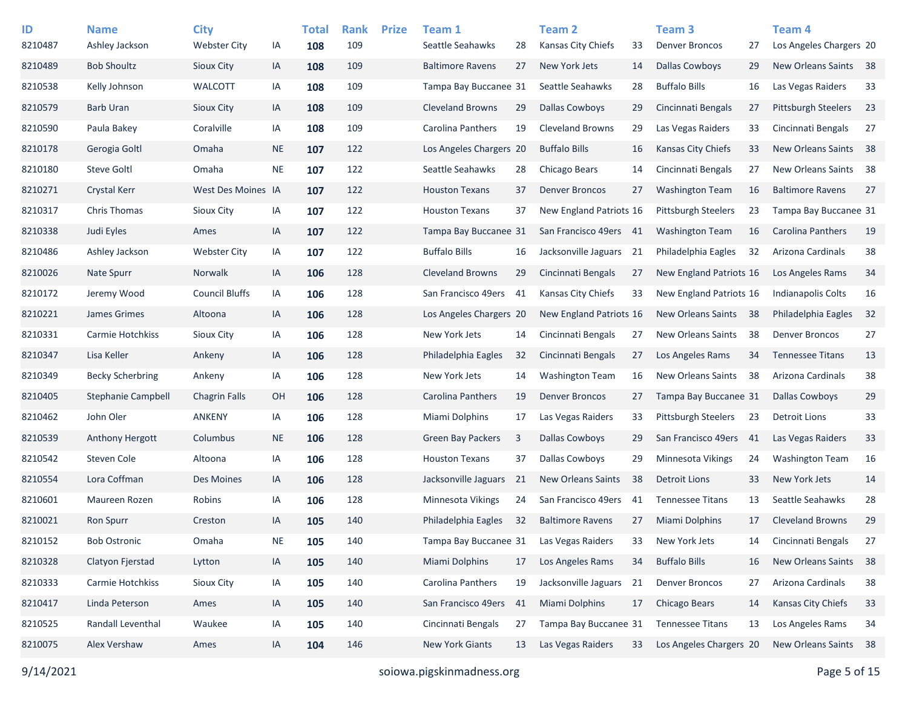| ID | Name | City | | Total | Rank | Prize | Team 1 | | Team 2 | | Team 3 | | Team 4 | |
|---|---|---|---|---|---|---|---|---|---|---|---|---|---|---|
| 8210487 | Ashley Jackson | Webster City | IA | **108** | 109 | | Seattle Seahawks | 28 | Kansas City Chiefs | 33 | Denver Broncos | 27 | Los Angeles Chargers | 20 |
| 8210489 | Bob Shoultz | Sioux City | IA | **108** | 109 | | Baltimore Ravens | 27 | New York Jets | 14 | Dallas Cowboys | 29 | New Orleans Saints | 38 |
| 8210538 | Kelly Johnson | WALCOTT | IA | **108** | 109 | | Tampa Bay Buccanee | 31 | Seattle Seahawks | 28 | Buffalo Bills | 16 | Las Vegas Raiders | 33 |
| 8210579 | Barb Uran | Sioux City | IA | **108** | 109 | | Cleveland Browns | 29 | Dallas Cowboys | 29 | Cincinnati Bengals | 27 | Pittsburgh Steelers | 23 |
| 8210590 | Paula Bakey | Coralville | IA | **108** | 109 | | Carolina Panthers | 19 | Cleveland Browns | 29 | Las Vegas Raiders | 33 | Cincinnati Bengals | 27 |
| 8210178 | Gerogia Goltl | Omaha | NE | **107** | 122 | | Los Angeles Chargers | 20 | Buffalo Bills | 16 | Kansas City Chiefs | 33 | New Orleans Saints | 38 |
| 8210180 | Steve Goltl | Omaha | NE | **107** | 122 | | Seattle Seahawks | 28 | Chicago Bears | 14 | Cincinnati Bengals | 27 | New Orleans Saints | 38 |
| 8210271 | Crystal Kerr | West Des Moines | IA | **107** | 122 | | Houston Texans | 37 | Denver Broncos | 27 | Washington Team | 16 | Baltimore Ravens | 27 |
| 8210317 | Chris Thomas | Sioux City | IA | **107** | 122 | | Houston Texans | 37 | New England Patriots | 16 | Pittsburgh Steelers | 23 | Tampa Bay Buccanee | 31 |
| 8210338 | Judi Eyles | Ames | IA | **107** | 122 | | Tampa Bay Buccanee | 31 | San Francisco 49ers | 41 | Washington Team | 16 | Carolina Panthers | 19 |
| 8210486 | Ashley Jackson | Webster City | IA | **107** | 122 | | Buffalo Bills | 16 | Jacksonville Jaguars | 21 | Philadelphia Eagles | 32 | Arizona Cardinals | 38 |
| 8210026 | Nate Spurr | Norwalk | IA | **106** | 128 | | Cleveland Browns | 29 | Cincinnati Bengals | 27 | New England Patriots | 16 | Los Angeles Rams | 34 |
| 8210172 | Jeremy Wood | Council Bluffs | IA | **106** | 128 | | San Francisco 49ers | 41 | Kansas City Chiefs | 33 | New England Patriots | 16 | Indianapolis Colts | 16 |
| 8210221 | James Grimes | Altoona | IA | **106** | 128 | | Los Angeles Chargers | 20 | New England Patriots | 16 | New Orleans Saints | 38 | Philadelphia Eagles | 32 |
| 8210331 | Carmie Hotchkiss | Sioux City | IA | **106** | 128 | | New York Jets | 14 | Cincinnati Bengals | 27 | New Orleans Saints | 38 | Denver Broncos | 27 |
| 8210347 | Lisa Keller | Ankeny | IA | **106** | 128 | | Philadelphia Eagles | 32 | Cincinnati Bengals | 27 | Los Angeles Rams | 34 | Tennessee Titans | 13 |
| 8210349 | Becky Scherbring | Ankeny | IA | **106** | 128 | | New York Jets | 14 | Washington Team | 16 | New Orleans Saints | 38 | Arizona Cardinals | 38 |
| 8210405 | Stephanie Campbell | Chagrin Falls | OH | **106** | 128 | | Carolina Panthers | 19 | Denver Broncos | 27 | Tampa Bay Buccanee | 31 | Dallas Cowboys | 29 |
| 8210462 | John Oler | ANKENY | IA | **106** | 128 | | Miami Dolphins | 17 | Las Vegas Raiders | 33 | Pittsburgh Steelers | 23 | Detroit Lions | 33 |
| 8210539 | Anthony Hergott | Columbus | NE | **106** | 128 | | Green Bay Packers | 3 | Dallas Cowboys | 29 | San Francisco 49ers | 41 | Las Vegas Raiders | 33 |
| 8210542 | Steven Cole | Altoona | IA | **106** | 128 | | Houston Texans | 37 | Dallas Cowboys | 29 | Minnesota Vikings | 24 | Washington Team | 16 |
| 8210554 | Lora Coffman | Des Moines | IA | **106** | 128 | | Jacksonville Jaguars | 21 | New Orleans Saints | 38 | Detroit Lions | 33 | New York Jets | 14 |
| 8210601 | Maureen Rozen | Robins | IA | **106** | 128 | | Minnesota Vikings | 24 | San Francisco 49ers | 41 | Tennessee Titans | 13 | Seattle Seahawks | 28 |
| 8210021 | Ron Spurr | Creston | IA | **105** | 140 | | Philadelphia Eagles | 32 | Baltimore Ravens | 27 | Miami Dolphins | 17 | Cleveland Browns | 29 |
| 8210152 | Bob Ostronic | Omaha | NE | **105** | 140 | | Tampa Bay Buccanee | 31 | Las Vegas Raiders | 33 | New York Jets | 14 | Cincinnati Bengals | 27 |
| 8210328 | Clatyon Fjerstad | Lytton | IA | **105** | 140 | | Miami Dolphins | 17 | Los Angeles Rams | 34 | Buffalo Bills | 16 | New Orleans Saints | 38 |
| 8210333 | Carmie Hotchkiss | Sioux City | IA | **105** | 140 | | Carolina Panthers | 19 | Jacksonville Jaguars | 21 | Denver Broncos | 27 | Arizona Cardinals | 38 |
| 8210417 | Linda Peterson | Ames | IA | **105** | 140 | | San Francisco 49ers | 41 | Miami Dolphins | 17 | Chicago Bears | 14 | Kansas City Chiefs | 33 |
| 8210525 | Randall Leventhal | Waukee | IA | **105** | 140 | | Cincinnati Bengals | 27 | Tampa Bay Buccanee | 31 | Tennessee Titans | 13 | Los Angeles Rams | 34 |
| 8210075 | Alex Vershaw | Ames | IA | **104** | 146 | | New York Giants | 13 | Las Vegas Raiders | 33 | Los Angeles Chargers | 20 | New Orleans Saints | 38 |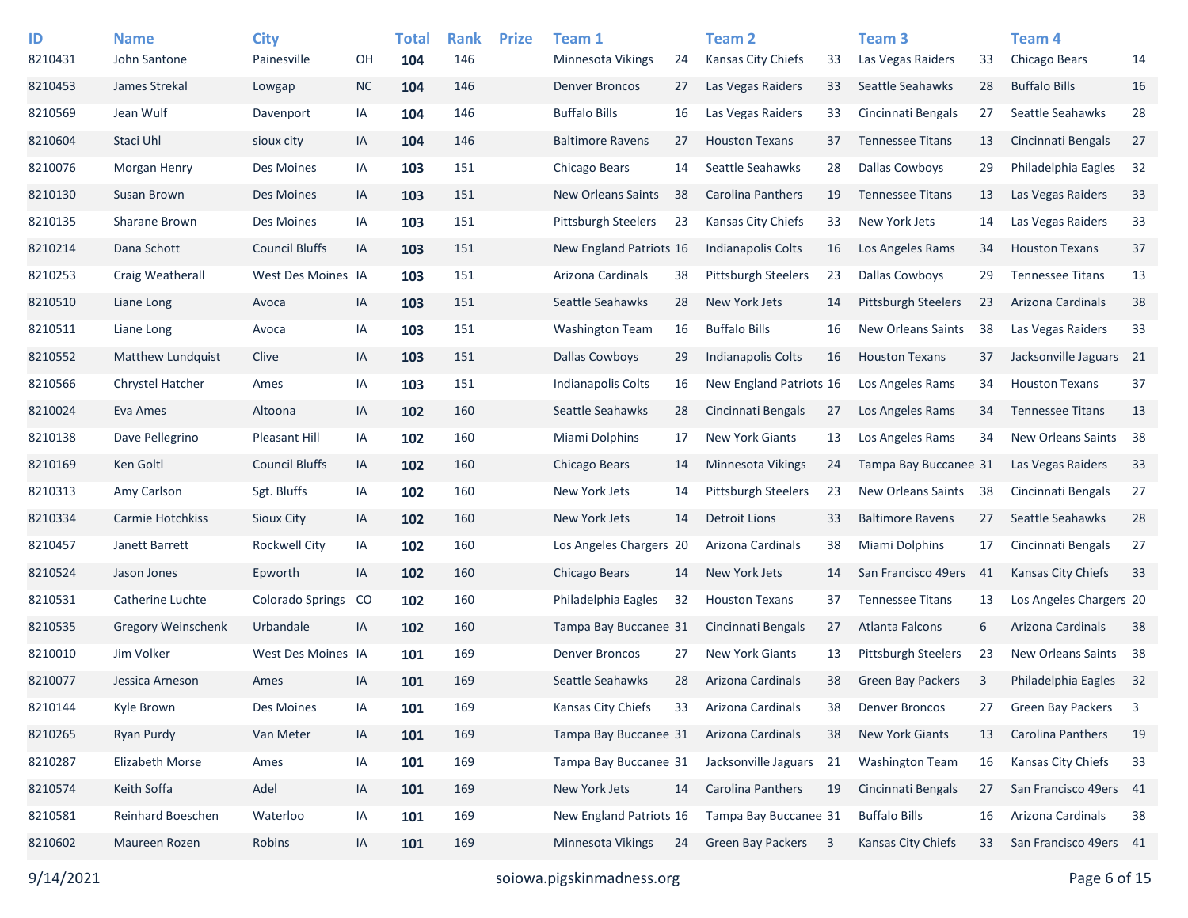| ID | Name | City | | Total | Rank | Prize | Team 1 | | Team 2 | | Team 3 | | Team 4 | |
|---|---|---|---|---|---|---|---|---|---|---|---|---|---|---|
| 8210431 | John Santone | Painesville | OH | **104** | 146 | | Minnesota Vikings | 24 | Kansas City Chiefs | 33 | Las Vegas Raiders | 33 | Chicago Bears | 14 |
| 8210453 | James Strekal | Lowgap | NC | **104** | 146 | | Denver Broncos | 27 | Las Vegas Raiders | 33 | Seattle Seahawks | 28 | Buffalo Bills | 16 |
| 8210569 | Jean Wulf | Davenport | IA | **104** | 146 | | Buffalo Bills | 16 | Las Vegas Raiders | 33 | Cincinnati Bengals | 27 | Seattle Seahawks | 28 |
| 8210604 | Staci Uhl | sioux city | IA | **104** | 146 | | Baltimore Ravens | 27 | Houston Texans | 37 | Tennessee Titans | 13 | Cincinnati Bengals | 27 |
| 8210076 | Morgan Henry | Des Moines | IA | **103** | 151 | | Chicago Bears | 14 | Seattle Seahawks | 28 | Dallas Cowboys | 29 | Philadelphia Eagles | 32 |
| 8210130 | Susan Brown | Des Moines | IA | **103** | 151 | | New Orleans Saints | 38 | Carolina Panthers | 19 | Tennessee Titans | 13 | Las Vegas Raiders | 33 |
| 8210135 | Sharane Brown | Des Moines | IA | **103** | 151 | | Pittsburgh Steelers | 23 | Kansas City Chiefs | 33 | New York Jets | 14 | Las Vegas Raiders | 33 |
| 8210214 | Dana Schott | Council Bluffs | IA | **103** | 151 | | New England Patriots | 16 | Indianapolis Colts | 16 | Los Angeles Rams | 34 | Houston Texans | 37 |
| 8210253 | Craig Weatherall | West Des Moines | IA | **103** | 151 | | Arizona Cardinals | 38 | Pittsburgh Steelers | 23 | Dallas Cowboys | 29 | Tennessee Titans | 13 |
| 8210510 | Liane Long | Avoca | IA | **103** | 151 | | Seattle Seahawks | 28 | New York Jets | 14 | Pittsburgh Steelers | 23 | Arizona Cardinals | 38 |
| 8210511 | Liane Long | Avoca | IA | **103** | 151 | | Washington Team | 16 | Buffalo Bills | 16 | New Orleans Saints | 38 | Las Vegas Raiders | 33 |
| 8210552 | Matthew Lundquist | Clive | IA | **103** | 151 | | Dallas Cowboys | 29 | Indianapolis Colts | 16 | Houston Texans | 37 | Jacksonville Jaguars | 21 |
| 8210566 | Chrystel Hatcher | Ames | IA | **103** | 151 | | Indianapolis Colts | 16 | New England Patriots | 16 | Los Angeles Rams | 34 | Houston Texans | 37 |
| 8210024 | Eva Ames | Altoona | IA | **102** | 160 | | Seattle Seahawks | 28 | Cincinnati Bengals | 27 | Los Angeles Rams | 34 | Tennessee Titans | 13 |
| 8210138 | Dave Pellegrino | Pleasant Hill | IA | **102** | 160 | | Miami Dolphins | 17 | New York Giants | 13 | Los Angeles Rams | 34 | New Orleans Saints | 38 |
| 8210169 | Ken Goltl | Council Bluffs | IA | **102** | 160 | | Chicago Bears | 14 | Minnesota Vikings | 24 | Tampa Bay Buccanee | 31 | Las Vegas Raiders | 33 |
| 8210313 | Amy Carlson | Sgt. Bluffs | IA | **102** | 160 | | New York Jets | 14 | Pittsburgh Steelers | 23 | New Orleans Saints | 38 | Cincinnati Bengals | 27 |
| 8210334 | Carmie Hotchkiss | Sioux City | IA | **102** | 160 | | New York Jets | 14 | Detroit Lions | 33 | Baltimore Ravens | 27 | Seattle Seahawks | 28 |
| 8210457 | Janett Barrett | Rockwell City | IA | **102** | 160 | | Los Angeles Chargers | 20 | Arizona Cardinals | 38 | Miami Dolphins | 17 | Cincinnati Bengals | 27 |
| 8210524 | Jason Jones | Epworth | IA | **102** | 160 | | Chicago Bears | 14 | New York Jets | 14 | San Francisco 49ers | 41 | Kansas City Chiefs | 33 |
| 8210531 | Catherine Luchte | Colorado Springs | CO | **102** | 160 | | Philadelphia Eagles | 32 | Houston Texans | 37 | Tennessee Titans | 13 | Los Angeles Chargers | 20 |
| 8210535 | Gregory Weinschenk | Urbandale | IA | **102** | 160 | | Tampa Bay Buccanee | 31 | Cincinnati Bengals | 27 | Atlanta Falcons | 6 | Arizona Cardinals | 38 |
| 8210010 | Jim Volker | West Des Moines | IA | **101** | 169 | | Denver Broncos | 27 | New York Giants | 13 | Pittsburgh Steelers | 23 | New Orleans Saints | 38 |
| 8210077 | Jessica Arneson | Ames | IA | **101** | 169 | | Seattle Seahawks | 28 | Arizona Cardinals | 38 | Green Bay Packers | 3 | Philadelphia Eagles | 32 |
| 8210144 | Kyle Brown | Des Moines | IA | **101** | 169 | | Kansas City Chiefs | 33 | Arizona Cardinals | 38 | Denver Broncos | 27 | Green Bay Packers | 3 |
| 8210265 | Ryan Purdy | Van Meter | IA | **101** | 169 | | Tampa Bay Buccanee | 31 | Arizona Cardinals | 38 | New York Giants | 13 | Carolina Panthers | 19 |
| 8210287 | Elizabeth Morse | Ames | IA | **101** | 169 | | Tampa Bay Buccanee | 31 | Jacksonville Jaguars | 21 | Washington Team | 16 | Kansas City Chiefs | 33 |
| 8210574 | Keith Soffa | Adel | IA | **101** | 169 | | New York Jets | 14 | Carolina Panthers | 19 | Cincinnati Bengals | 27 | San Francisco 49ers | 41 |
| 8210581 | Reinhard Boeschen | Waterloo | IA | **101** | 169 | | New England Patriots | 16 | Tampa Bay Buccanee | 31 | Buffalo Bills | 16 | Arizona Cardinals | 38 |
| 8210602 | Maureen Rozen | Robins | IA | **101** | 169 | | Minnesota Vikings | 24 | Green Bay Packers | 3 | Kansas City Chiefs | 33 | San Francisco 49ers | 41 |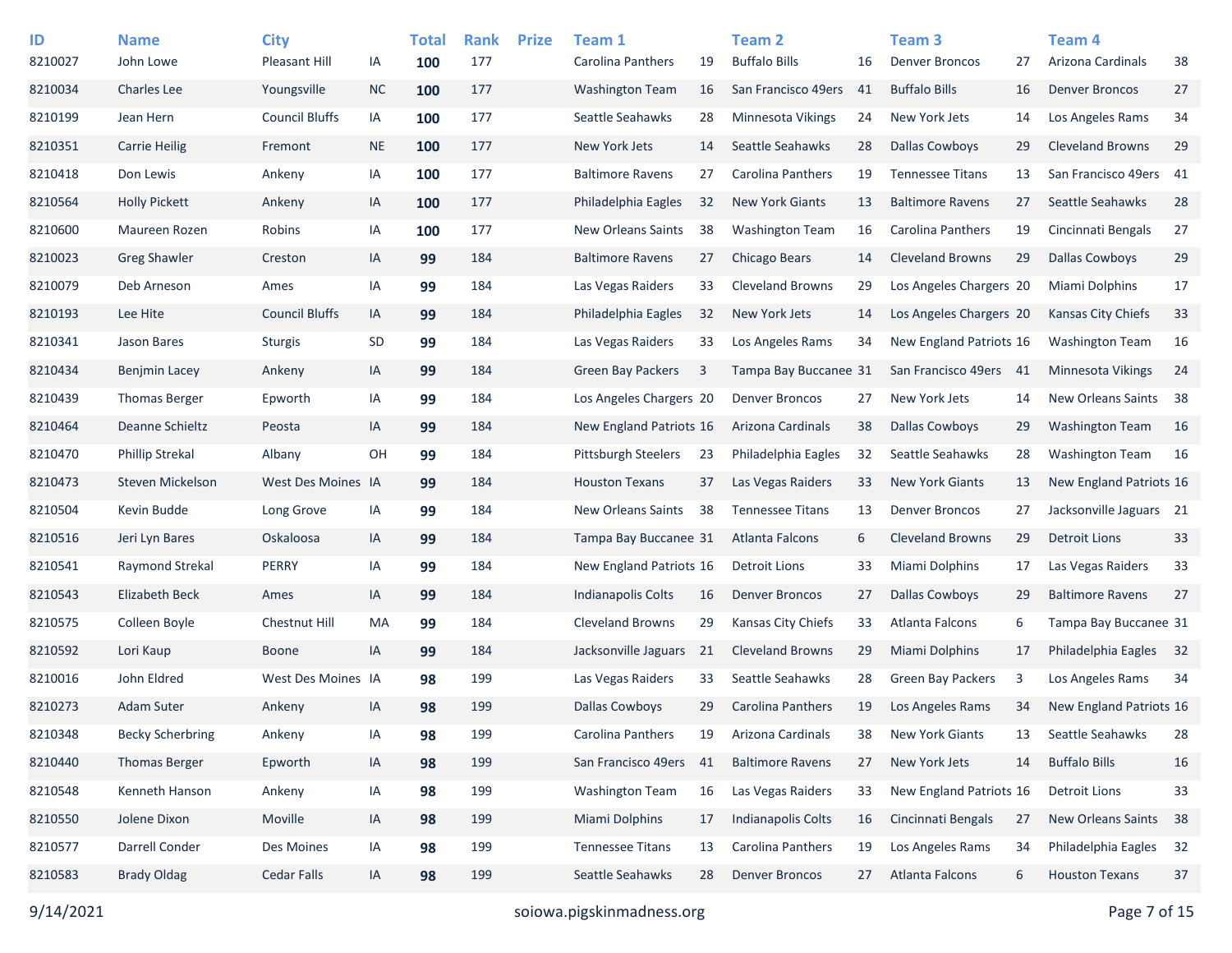| ID | Name | City | | Total | Rank | Prize | Team 1 | | Team 2 | | Team 3 | | Team 4 | |
|---|---|---|---|---|---|---|---|---|---|---|---|---|---|---|
| 8210027 | John Lowe | Pleasant Hill | IA | **100** | 177 | | Carolina Panthers | 19 | Buffalo Bills | 16 | Denver Broncos | 27 | Arizona Cardinals | 38 |
| 8210034 | Charles Lee | Youngsville | NC | **100** | 177 | | Washington Team | 16 | San Francisco 49ers | 41 | Buffalo Bills | 16 | Denver Broncos | 27 |
| 8210199 | Jean Hern | Council Bluffs | IA | **100** | 177 | | Seattle Seahawks | 28 | Minnesota Vikings | 24 | New York Jets | 14 | Los Angeles Rams | 34 |
| 8210351 | Carrie Heilig | Fremont | NE | **100** | 177 | | New York Jets | 14 | Seattle Seahawks | 28 | Dallas Cowboys | 29 | Cleveland Browns | 29 |
| 8210418 | Don Lewis | Ankeny | IA | **100** | 177 | | Baltimore Ravens | 27 | Carolina Panthers | 19 | Tennessee Titans | 13 | San Francisco 49ers | 41 |
| 8210564 | Holly Pickett | Ankeny | IA | **100** | 177 | | Philadelphia Eagles | 32 | New York Giants | 13 | Baltimore Ravens | 27 | Seattle Seahawks | 28 |
| 8210600 | Maureen Rozen | Robins | IA | **100** | 177 | | New Orleans Saints | 38 | Washington Team | 16 | Carolina Panthers | 19 | Cincinnati Bengals | 27 |
| 8210023 | Greg Shawler | Creston | IA | **99** | 184 | | Baltimore Ravens | 27 | Chicago Bears | 14 | Cleveland Browns | 29 | Dallas Cowboys | 29 |
| 8210079 | Deb Arneson | Ames | IA | **99** | 184 | | Las Vegas Raiders | 33 | Cleveland Browns | 29 | Los Angeles Chargers | 20 | Miami Dolphins | 17 |
| 8210193 | Lee Hite | Council Bluffs | IA | **99** | 184 | | Philadelphia Eagles | 32 | New York Jets | 14 | Los Angeles Chargers | 20 | Kansas City Chiefs | 33 |
| 8210341 | Jason Bares | Sturgis | SD | **99** | 184 | | Las Vegas Raiders | 33 | Los Angeles Rams | 34 | New England Patriots | 16 | Washington Team | 16 |
| 8210434 | Benjmin Lacey | Ankeny | IA | **99** | 184 | | Green Bay Packers | 3 | Tampa Bay Buccanee | 31 | San Francisco 49ers | 41 | Minnesota Vikings | 24 |
| 8210439 | Thomas Berger | Epworth | IA | **99** | 184 | | Los Angeles Chargers | 20 | Denver Broncos | 27 | New York Jets | 14 | New Orleans Saints | 38 |
| 8210464 | Deanne Schieltz | Peosta | IA | **99** | 184 | | New England Patriots | 16 | Arizona Cardinals | 38 | Dallas Cowboys | 29 | Washington Team | 16 |
| 8210470 | Phillip Strekal | Albany | OH | **99** | 184 | | Pittsburgh Steelers | 23 | Philadelphia Eagles | 32 | Seattle Seahawks | 28 | Washington Team | 16 |
| 8210473 | Steven Mickelson | West Des Moines | IA | **99** | 184 | | Houston Texans | 37 | Las Vegas Raiders | 33 | New York Giants | 13 | New England Patriots | 16 |
| 8210504 | Kevin Budde | Long Grove | IA | **99** | 184 | | New Orleans Saints | 38 | Tennessee Titans | 13 | Denver Broncos | 27 | Jacksonville Jaguars | 21 |
| 8210516 | Jeri Lyn Bares | Oskaloosa | IA | **99** | 184 | | Tampa Bay Buccanee | 31 | Atlanta Falcons | 6 | Cleveland Browns | 29 | Detroit Lions | 33 |
| 8210541 | Raymond Strekal | PERRY | IA | **99** | 184 | | New England Patriots | 16 | Detroit Lions | 33 | Miami Dolphins | 17 | Las Vegas Raiders | 33 |
| 8210543 | Elizabeth Beck | Ames | IA | **99** | 184 | | Indianapolis Colts | 16 | Denver Broncos | 27 | Dallas Cowboys | 29 | Baltimore Ravens | 27 |
| 8210575 | Colleen Boyle | Chestnut Hill | MA | **99** | 184 | | Cleveland Browns | 29 | Kansas City Chiefs | 33 | Atlanta Falcons | 6 | Tampa Bay Buccanee | 31 |
| 8210592 | Lori Kaup | Boone | IA | **99** | 184 | | Jacksonville Jaguars | 21 | Cleveland Browns | 29 | Miami Dolphins | 17 | Philadelphia Eagles | 32 |
| 8210016 | John Eldred | West Des Moines | IA | **98** | 199 | | Las Vegas Raiders | 33 | Seattle Seahawks | 28 | Green Bay Packers | 3 | Los Angeles Rams | 34 |
| 8210273 | Adam Suter | Ankeny | IA | **98** | 199 | | Dallas Cowboys | 29 | Carolina Panthers | 19 | Los Angeles Rams | 34 | New England Patriots | 16 |
| 8210348 | Becky Scherbring | Ankeny | IA | **98** | 199 | | Carolina Panthers | 19 | Arizona Cardinals | 38 | New York Giants | 13 | Seattle Seahawks | 28 |
| 8210440 | Thomas Berger | Epworth | IA | **98** | 199 | | San Francisco 49ers | 41 | Baltimore Ravens | 27 | New York Jets | 14 | Buffalo Bills | 16 |
| 8210548 | Kenneth Hanson | Ankeny | IA | **98** | 199 | | Washington Team | 16 | Las Vegas Raiders | 33 | New England Patriots | 16 | Detroit Lions | 33 |
| 8210550 | Jolene Dixon | Moville | IA | **98** | 199 | | Miami Dolphins | 17 | Indianapolis Colts | 16 | Cincinnati Bengals | 27 | New Orleans Saints | 38 |
| 8210577 | Darrell Conder | Des Moines | IA | **98** | 199 | | Tennessee Titans | 13 | Carolina Panthers | 19 | Los Angeles Rams | 34 | Philadelphia Eagles | 32 |
| 8210583 | Brady Oldag | Cedar Falls | IA | **98** | 199 | | Seattle Seahawks | 28 | Denver Broncos | 27 | Atlanta Falcons | 6 | Houston Texans | 37 |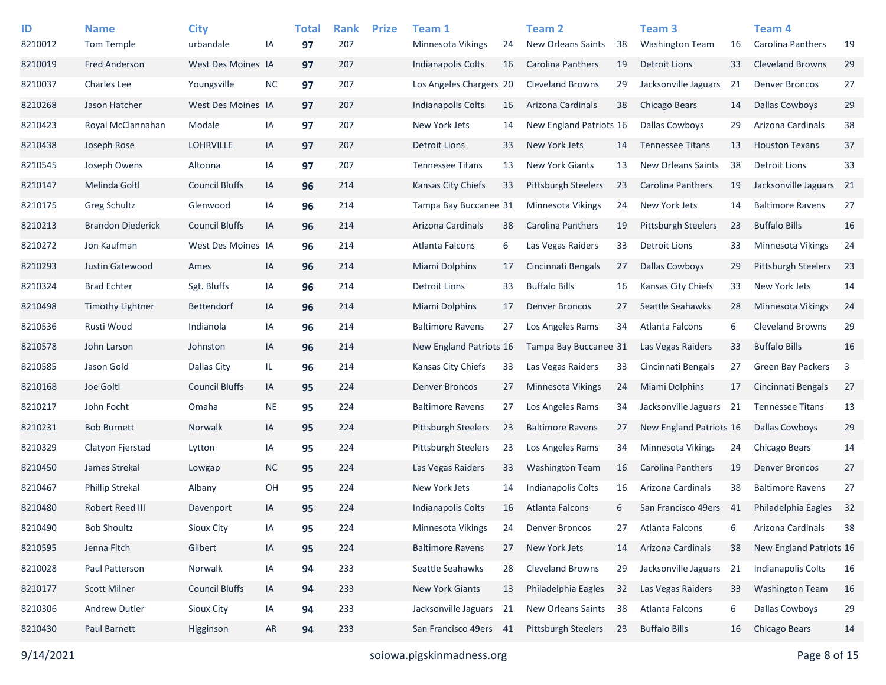| ID | Name | City | | Total | Rank | Prize | Team 1 | | Team 2 | | Team 3 | | Team 4 | |
|---|---|---|---|---|---|---|---|---|---|---|---|---|---|---|
| 8210012 | Tom Temple | urbandale | IA | **97** | 207 | | Minnesota Vikings | 24 | New Orleans Saints | 38 | Washington Team | 16 | Carolina Panthers | 19 |
| 8210019 | Fred Anderson | West Des Moines | IA | **97** | 207 | | Indianapolis Colts | 16 | Carolina Panthers | 19 | Detroit Lions | 33 | Cleveland Browns | 29 |
| 8210037 | Charles Lee | Youngsville | NC | **97** | 207 | | Los Angeles Chargers | 20 | Cleveland Browns | 29 | Jacksonville Jaguars | 21 | Denver Broncos | 27 |
| 8210268 | Jason Hatcher | West Des Moines | IA | **97** | 207 | | Indianapolis Colts | 16 | Arizona Cardinals | 38 | Chicago Bears | 14 | Dallas Cowboys | 29 |
| 8210423 | Royal McClannahan | Modale | IA | **97** | 207 | | New York Jets | 14 | New England Patriots | 16 | Dallas Cowboys | 29 | Arizona Cardinals | 38 |
| 8210438 | Joseph Rose | LOHRVILLE | IA | **97** | 207 | | Detroit Lions | 33 | New York Jets | 14 | Tennessee Titans | 13 | Houston Texans | 37 |
| 8210545 | Joseph Owens | Altoona | IA | **97** | 207 | | Tennessee Titans | 13 | New York Giants | 13 | New Orleans Saints | 38 | Detroit Lions | 33 |
| 8210147 | Melinda Goltl | Council Bluffs | IA | **96** | 214 | | Kansas City Chiefs | 33 | Pittsburgh Steelers | 23 | Carolina Panthers | 19 | Jacksonville Jaguars | 21 |
| 8210175 | Greg Schultz | Glenwood | IA | **96** | 214 | | Tampa Bay Buccanee | 31 | Minnesota Vikings | 24 | New York Jets | 14 | Baltimore Ravens | 27 |
| 8210213 | Brandon Diederick | Council Bluffs | IA | **96** | 214 | | Arizona Cardinals | 38 | Carolina Panthers | 19 | Pittsburgh Steelers | 23 | Buffalo Bills | 16 |
| 8210272 | Jon Kaufman | West Des Moines | IA | **96** | 214 | | Atlanta Falcons | 6 | Las Vegas Raiders | 33 | Detroit Lions | 33 | Minnesota Vikings | 24 |
| 8210293 | Justin Gatewood | Ames | IA | **96** | 214 | | Miami Dolphins | 17 | Cincinnati Bengals | 27 | Dallas Cowboys | 29 | Pittsburgh Steelers | 23 |
| 8210324 | Brad Echter | Sgt. Bluffs | IA | **96** | 214 | | Detroit Lions | 33 | Buffalo Bills | 16 | Kansas City Chiefs | 33 | New York Jets | 14 |
| 8210498 | Timothy Lightner | Bettendorf | IA | **96** | 214 | | Miami Dolphins | 17 | Denver Broncos | 27 | Seattle Seahawks | 28 | Minnesota Vikings | 24 |
| 8210536 | Rusti Wood | Indianola | IA | **96** | 214 | | Baltimore Ravens | 27 | Los Angeles Rams | 34 | Atlanta Falcons | 6 | Cleveland Browns | 29 |
| 8210578 | John Larson | Johnston | IA | **96** | 214 | | New England Patriots | 16 | Tampa Bay Buccanee | 31 | Las Vegas Raiders | 33 | Buffalo Bills | 16 |
| 8210585 | Jason Gold | Dallas City | IL | **96** | 214 | | Kansas City Chiefs | 33 | Las Vegas Raiders | 33 | Cincinnati Bengals | 27 | Green Bay Packers | 3 |
| 8210168 | Joe Goltl | Council Bluffs | IA | **95** | 224 | | Denver Broncos | 27 | Minnesota Vikings | 24 | Miami Dolphins | 17 | Cincinnati Bengals | 27 |
| 8210217 | John Focht | Omaha | NE | **95** | 224 | | Baltimore Ravens | 27 | Los Angeles Rams | 34 | Jacksonville Jaguars | 21 | Tennessee Titans | 13 |
| 8210231 | Bob Burnett | Norwalk | IA | **95** | 224 | | Pittsburgh Steelers | 23 | Baltimore Ravens | 27 | New England Patriots | 16 | Dallas Cowboys | 29 |
| 8210329 | Clatyon Fjerstad | Lytton | IA | **95** | 224 | | Pittsburgh Steelers | 23 | Los Angeles Rams | 34 | Minnesota Vikings | 24 | Chicago Bears | 14 |
| 8210450 | James Strekal | Lowgap | NC | **95** | 224 | | Las Vegas Raiders | 33 | Washington Team | 16 | Carolina Panthers | 19 | Denver Broncos | 27 |
| 8210467 | Phillip Strekal | Albany | OH | **95** | 224 | | New York Jets | 14 | Indianapolis Colts | 16 | Arizona Cardinals | 38 | Baltimore Ravens | 27 |
| 8210480 | Robert Reed III | Davenport | IA | **95** | 224 | | Indianapolis Colts | 16 | Atlanta Falcons | 6 | San Francisco 49ers | 41 | Philadelphia Eagles | 32 |
| 8210490 | Bob Shoultz | Sioux City | IA | **95** | 224 | | Minnesota Vikings | 24 | Denver Broncos | 27 | Atlanta Falcons | 6 | Arizona Cardinals | 38 |
| 8210595 | Jenna Fitch | Gilbert | IA | **95** | 224 | | Baltimore Ravens | 27 | New York Jets | 14 | Arizona Cardinals | 38 | New England Patriots | 16 |
| 8210028 | Paul Patterson | Norwalk | IA | **94** | 233 | | Seattle Seahawks | 28 | Cleveland Browns | 29 | Jacksonville Jaguars | 21 | Indianapolis Colts | 16 |
| 8210177 | Scott Milner | Council Bluffs | IA | **94** | 233 | | New York Giants | 13 | Philadelphia Eagles | 32 | Las Vegas Raiders | 33 | Washington Team | 16 |
| 8210306 | Andrew Dutler | Sioux City | IA | **94** | 233 | | Jacksonville Jaguars | 21 | New Orleans Saints | 38 | Atlanta Falcons | 6 | Dallas Cowboys | 29 |
| 8210430 | Paul Barnett | Higginson | AR | **94** | 233 | | San Francisco 49ers | 41 | Pittsburgh Steelers | 23 | Buffalo Bills | 16 | Chicago Bears | 14 |

9/14/2021 soiowa.pigskinmadness.org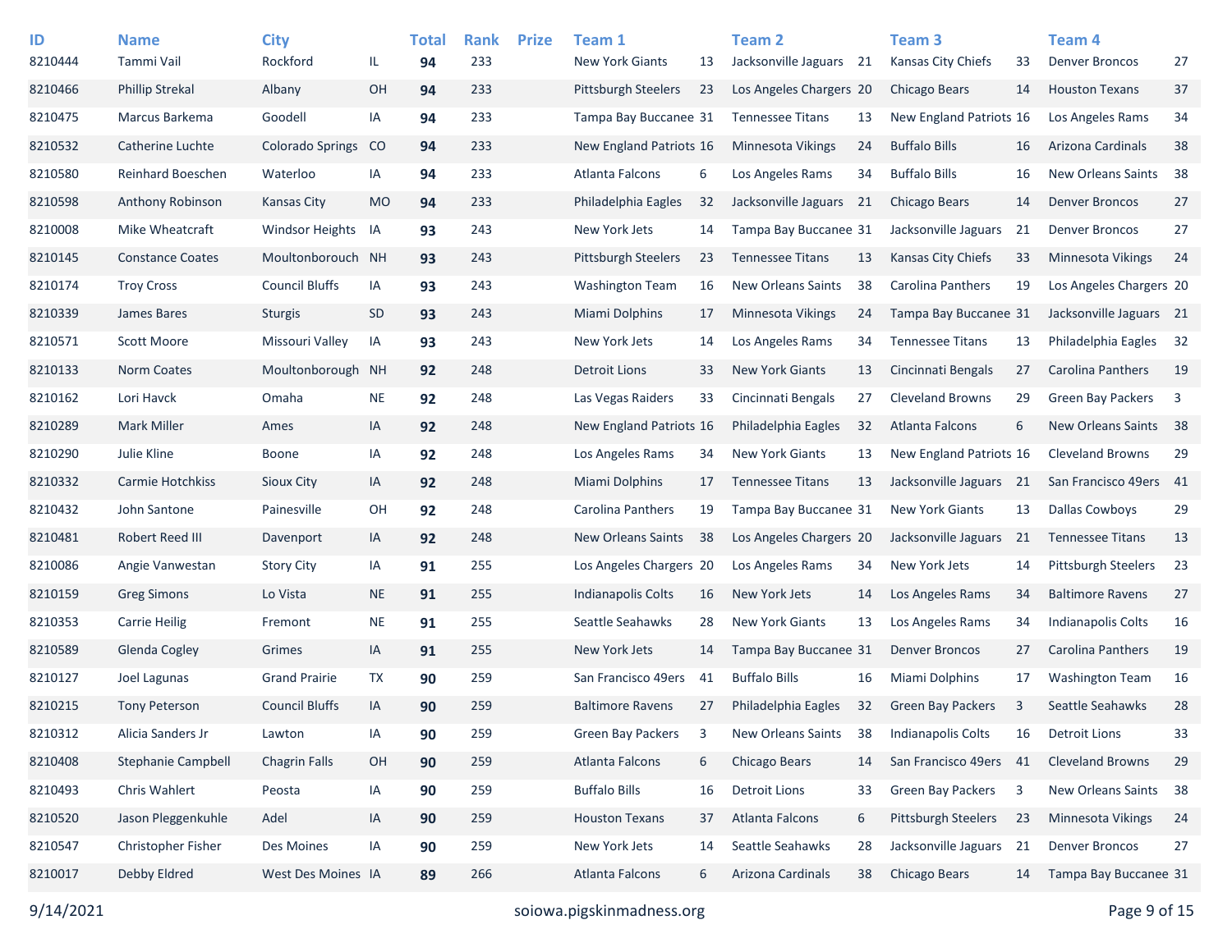| ID | Name | City | | Total | Rank | Prize | Team 1 | | Team 2 | | Team 3 | | Team 4 | |
|---|---|---|---|---|---|---|---|---|---|---|---|---|---|---|
| 8210444 | Tammi Vail | Rockford | IL | **94** | 233 | | New York Giants | 13 | Jacksonville Jaguars | 21 | Kansas City Chiefs | 33 | Denver Broncos | 27 |
| 8210466 | Phillip Strekal | Albany | OH | **94** | 233 | | Pittsburgh Steelers | 23 | Los Angeles Chargers | 20 | Chicago Bears | 14 | Houston Texans | 37 |
| 8210475 | Marcus Barkema | Goodell | IA | **94** | 233 | | Tampa Bay Buccanee | 31 | Tennessee Titans | 13 | New England Patriots | 16 | Los Angeles Rams | 34 |
| 8210532 | Catherine Luchte | Colorado Springs | CO | **94** | 233 | | New England Patriots | 16 | Minnesota Vikings | 24 | Buffalo Bills | 16 | Arizona Cardinals | 38 |
| 8210580 | Reinhard Boeschen | Waterloo | IA | **94** | 233 | | Atlanta Falcons | 6 | Los Angeles Rams | 34 | Buffalo Bills | 16 | New Orleans Saints | 38 |
| 8210598 | Anthony Robinson | Kansas City | MO | **94** | 233 | | Philadelphia Eagles | 32 | Jacksonville Jaguars | 21 | Chicago Bears | 14 | Denver Broncos | 27 |
| 8210008 | Mike Wheatcraft | Windsor Heights | IA | **93** | 243 | | New York Jets | 14 | Tampa Bay Buccanee | 31 | Jacksonville Jaguars | 21 | Denver Broncos | 27 |
| 8210145 | Constance Coates | Moultonborouch | NH | **93** | 243 | | Pittsburgh Steelers | 23 | Tennessee Titans | 13 | Kansas City Chiefs | 33 | Minnesota Vikings | 24 |
| 8210174 | Troy Cross | Council Bluffs | IA | **93** | 243 | | Washington Team | 16 | New Orleans Saints | 38 | Carolina Panthers | 19 | Los Angeles Chargers | 20 |
| 8210339 | James Bares | Sturgis | SD | **93** | 243 | | Miami Dolphins | 17 | Minnesota Vikings | 24 | Tampa Bay Buccanee | 31 | Jacksonville Jaguars | 21 |
| 8210571 | Scott Moore | Missouri Valley | IA | **93** | 243 | | New York Jets | 14 | Los Angeles Rams | 34 | Tennessee Titans | 13 | Philadelphia Eagles | 32 |
| 8210133 | Norm Coates | Moultonborough | NH | **92** | 248 | | Detroit Lions | 33 | New York Giants | 13 | Cincinnati Bengals | 27 | Carolina Panthers | 19 |
| 8210162 | Lori Havck | Omaha | NE | **92** | 248 | | Las Vegas Raiders | 33 | Cincinnati Bengals | 27 | Cleveland Browns | 29 | Green Bay Packers | 3 |
| 8210289 | Mark Miller | Ames | IA | **92** | 248 | | New England Patriots | 16 | Philadelphia Eagles | 32 | Atlanta Falcons | 6 | New Orleans Saints | 38 |
| 8210290 | Julie Kline | Boone | IA | **92** | 248 | | Los Angeles Rams | 34 | New York Giants | 13 | New England Patriots | 16 | Cleveland Browns | 29 |
| 8210332 | Carmie Hotchkiss | Sioux City | IA | **92** | 248 | | Miami Dolphins | 17 | Tennessee Titans | 13 | Jacksonville Jaguars | 21 | San Francisco 49ers | 41 |
| 8210432 | John Santone | Painesville | OH | **92** | 248 | | Carolina Panthers | 19 | Tampa Bay Buccanee | 31 | New York Giants | 13 | Dallas Cowboys | 29 |
| 8210481 | Robert Reed III | Davenport | IA | **92** | 248 | | New Orleans Saints | 38 | Los Angeles Chargers | 20 | Jacksonville Jaguars | 21 | Tennessee Titans | 13 |
| 8210086 | Angie Vanwestan | Story City | IA | **91** | 255 | | Los Angeles Chargers | 20 | Los Angeles Rams | 34 | New York Jets | 14 | Pittsburgh Steelers | 23 |
| 8210159 | Greg Simons | Lo Vista | NE | **91** | 255 | | Indianapolis Colts | 16 | New York Jets | 14 | Los Angeles Rams | 34 | Baltimore Ravens | 27 |
| 8210353 | Carrie Heilig | Fremont | NE | **91** | 255 | | Seattle Seahawks | 28 | New York Giants | 13 | Los Angeles Rams | 34 | Indianapolis Colts | 16 |
| 8210589 | Glenda Cogley | Grimes | IA | **91** | 255 | | New York Jets | 14 | Tampa Bay Buccanee | 31 | Denver Broncos | 27 | Carolina Panthers | 19 |
| 8210127 | Joel Lagunas | Grand Prairie | TX | **90** | 259 | | San Francisco 49ers | 41 | Buffalo Bills | 16 | Miami Dolphins | 17 | Washington Team | 16 |
| 8210215 | Tony Peterson | Council Bluffs | IA | **90** | 259 | | Baltimore Ravens | 27 | Philadelphia Eagles | 32 | Green Bay Packers | 3 | Seattle Seahawks | 28 |
| 8210312 | Alicia Sanders Jr | Lawton | IA | **90** | 259 | | Green Bay Packers | 3 | New Orleans Saints | 38 | Indianapolis Colts | 16 | Detroit Lions | 33 |
| 8210408 | Stephanie Campbell | Chagrin Falls | OH | **90** | 259 | | Atlanta Falcons | 6 | Chicago Bears | 14 | San Francisco 49ers | 41 | Cleveland Browns | 29 |
| 8210493 | Chris Wahlert | Peosta | IA | **90** | 259 | | Buffalo Bills | 16 | Detroit Lions | 33 | Green Bay Packers | 3 | New Orleans Saints | 38 |
| 8210520 | Jason Pleggenkuhle | Adel | IA | **90** | 259 | | Houston Texans | 37 | Atlanta Falcons | 6 | Pittsburgh Steelers | 23 | Minnesota Vikings | 24 |
| 8210547 | Christopher Fisher | Des Moines | IA | **90** | 259 | | New York Jets | 14 | Seattle Seahawks | 28 | Jacksonville Jaguars | 21 | Denver Broncos | 27 |
| 8210017 | Debby Eldred | West Des Moines | IA | **89** | 266 | | Atlanta Falcons | 6 | Arizona Cardinals | 38 | Chicago Bears | 14 | Tampa Bay Buccanee | 31 |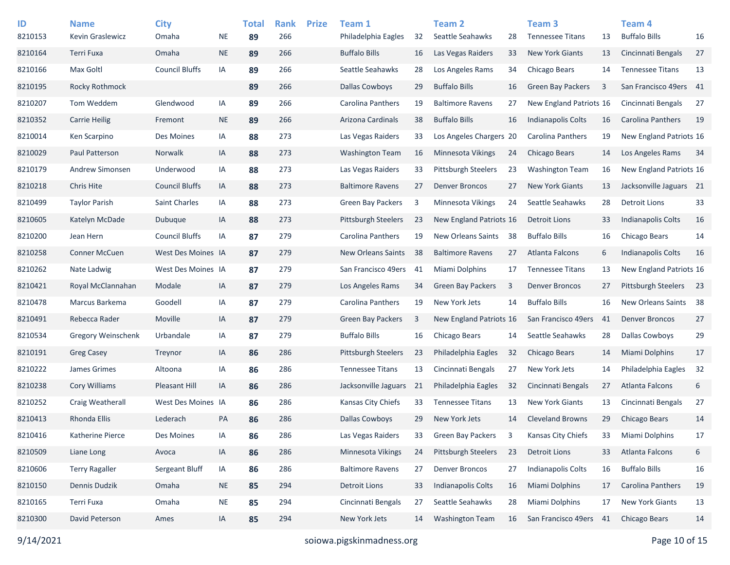| ID | Name | City | | Total | Rank | Prize | Team 1 | | Team 2 | | Team 3 | | Team 4 | |
|---|---|---|---|---|---|---|---|---|---|---|---|---|---|---|
| 8210153 | Kevin Graslewicz | Omaha | NE | **89** | 266 | | Philadelphia Eagles | 32 | Seattle Seahawks | 28 | Tennessee Titans | 13 | Buffalo Bills | 16 |
| 8210164 | Terri Fuxa | Omaha | NE | **89** | 266 | | Buffalo Bills | 16 | Las Vegas Raiders | 33 | New York Giants | 13 | Cincinnati Bengals | 27 |
| 8210166 | Max Goltl | Council Bluffs | IA | **89** | 266 | | Seattle Seahawks | 28 | Los Angeles Rams | 34 | Chicago Bears | 14 | Tennessee Titans | 13 |
| 8210195 | Rocky Rothmock | | | **89** | 266 | | Dallas Cowboys | 29 | Buffalo Bills | 16 | Green Bay Packers | 3 | San Francisco 49ers | 41 |
| 8210207 | Tom Weddem | Glendwood | IA | **89** | 266 | | Carolina Panthers | 19 | Baltimore Ravens | 27 | New England Patriots | 16 | Cincinnati Bengals | 27 |
| 8210352 | Carrie Heilig | Fremont | NE | **89** | 266 | | Arizona Cardinals | 38 | Buffalo Bills | 16 | Indianapolis Colts | 16 | Carolina Panthers | 19 |
| 8210014 | Ken Scarpino | Des Moines | IA | **88** | 273 | | Las Vegas Raiders | 33 | Los Angeles Chargers | 20 | Carolina Panthers | 19 | New England Patriots | 16 |
| 8210029 | Paul Patterson | Norwalk | IA | **88** | 273 | | Washington Team | 16 | Minnesota Vikings | 24 | Chicago Bears | 14 | Los Angeles Rams | 34 |
| 8210179 | Andrew Simonsen | Underwood | IA | **88** | 273 | | Las Vegas Raiders | 33 | Pittsburgh Steelers | 23 | Washington Team | 16 | New England Patriots | 16 |
| 8210218 | Chris Hite | Council Bluffs | IA | **88** | 273 | | Baltimore Ravens | 27 | Denver Broncos | 27 | New York Giants | 13 | Jacksonville Jaguars | 21 |
| 8210499 | Taylor Parish | Saint Charles | IA | **88** | 273 | | Green Bay Packers | 3 | Minnesota Vikings | 24 | Seattle Seahawks | 28 | Detroit Lions | 33 |
| 8210605 | Katelyn McDade | Dubuque | IA | **88** | 273 | | Pittsburgh Steelers | 23 | New England Patriots | 16 | Detroit Lions | 33 | Indianapolis Colts | 16 |
| 8210200 | Jean Hern | Council Bluffs | IA | **87** | 279 | | Carolina Panthers | 19 | New Orleans Saints | 38 | Buffalo Bills | 16 | Chicago Bears | 14 |
| 8210258 | Conner McCuen | West Des Moines | IA | **87** | 279 | | New Orleans Saints | 38 | Baltimore Ravens | 27 | Atlanta Falcons | 6 | Indianapolis Colts | 16 |
| 8210262 | Nate Ladwig | West Des Moines | IA | **87** | 279 | | San Francisco 49ers | 41 | Miami Dolphins | 17 | Tennessee Titans | 13 | New England Patriots | 16 |
| 8210421 | Royal McClannahan | Modale | IA | **87** | 279 | | Los Angeles Rams | 34 | Green Bay Packers | 3 | Denver Broncos | 27 | Pittsburgh Steelers | 23 |
| 8210478 | Marcus Barkema | Goodell | IA | **87** | 279 | | Carolina Panthers | 19 | New York Jets | 14 | Buffalo Bills | 16 | New Orleans Saints | 38 |
| 8210491 | Rebecca Rader | Moville | IA | **87** | 279 | | Green Bay Packers | 3 | New England Patriots | 16 | San Francisco 49ers | 41 | Denver Broncos | 27 |
| 8210534 | Gregory Weinschenk | Urbandale | IA | **87** | 279 | | Buffalo Bills | 16 | Chicago Bears | 14 | Seattle Seahawks | 28 | Dallas Cowboys | 29 |
| 8210191 | Greg Casey | Treynor | IA | **86** | 286 | | Pittsburgh Steelers | 23 | Philadelphia Eagles | 32 | Chicago Bears | 14 | Miami Dolphins | 17 |
| 8210222 | James Grimes | Altoona | IA | **86** | 286 | | Tennessee Titans | 13 | Cincinnati Bengals | 27 | New York Jets | 14 | Philadelphia Eagles | 32 |
| 8210238 | Cory Williams | Pleasant Hill | IA | **86** | 286 | | Jacksonville Jaguars | 21 | Philadelphia Eagles | 32 | Cincinnati Bengals | 27 | Atlanta Falcons | 6 |
| 8210252 | Craig Weatherall | West Des Moines | IA | **86** | 286 | | Kansas City Chiefs | 33 | Tennessee Titans | 13 | New York Giants | 13 | Cincinnati Bengals | 27 |
| 8210413 | Rhonda Ellis | Lederach | PA | **86** | 286 | | Dallas Cowboys | 29 | New York Jets | 14 | Cleveland Browns | 29 | Chicago Bears | 14 |
| 8210416 | Katherine Pierce | Des Moines | IA | **86** | 286 | | Las Vegas Raiders | 33 | Green Bay Packers | 3 | Kansas City Chiefs | 33 | Miami Dolphins | 17 |
| 8210509 | Liane Long | Avoca | IA | **86** | 286 | | Minnesota Vikings | 24 | Pittsburgh Steelers | 23 | Detroit Lions | 33 | Atlanta Falcons | 6 |
| 8210606 | Terry Ragaller | Sergeant Bluff | IA | **86** | 286 | | Baltimore Ravens | 27 | Denver Broncos | 27 | Indianapolis Colts | 16 | Buffalo Bills | 16 |
| 8210150 | Dennis Dudzik | Omaha | NE | **85** | 294 | | Detroit Lions | 33 | Indianapolis Colts | 16 | Miami Dolphins | 17 | Carolina Panthers | 19 |
| 8210165 | Terri Fuxa | Omaha | NE | **85** | 294 | | Cincinnati Bengals | 27 | Seattle Seahawks | 28 | Miami Dolphins | 17 | New York Giants | 13 |
| 8210300 | David Peterson | Ames | IA | **85** | 294 | | New York Jets | 14 | Washington Team | 16 | San Francisco 49ers | 41 | Chicago Bears | 14 |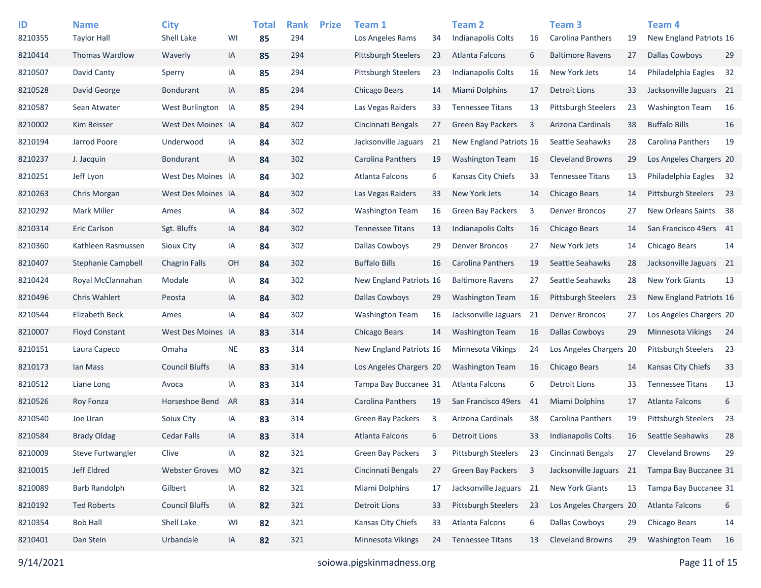| ID | Name | City | | Total | Rank | Prize | Team 1 | | Team 2 | | Team 3 | | Team 4 | |
|---|---|---|---|---|---|---|---|---|---|---|---|---|---|---|
| 8210355 | Taylor Hall | Shell Lake | WI | **85** | 294 | | Los Angeles Rams | 34 | Indianapolis Colts | 16 | Carolina Panthers | 19 | New England Patriots | 16 |
| 8210414 | Thomas Wardlow | Waverly | IA | **85** | 294 | | Pittsburgh Steelers | 23 | Atlanta Falcons | 6 | Baltimore Ravens | 27 | Dallas Cowboys | 29 |
| 8210507 | David Canty | Sperry | IA | **85** | 294 | | Pittsburgh Steelers | 23 | Indianapolis Colts | 16 | New York Jets | 14 | Philadelphia Eagles | 32 |
| 8210528 | David George | Bondurant | IA | **85** | 294 | | Chicago Bears | 14 | Miami Dolphins | 17 | Detroit Lions | 33 | Jacksonville Jaguars | 21 |
| 8210587 | Sean Atwater | West Burlington | IA | **85** | 294 | | Las Vegas Raiders | 33 | Tennessee Titans | 13 | Pittsburgh Steelers | 23 | Washington Team | 16 |
| 8210002 | Kim Beisser | West Des Moines | IA | **84** | 302 | | Cincinnati Bengals | 27 | Green Bay Packers | 3 | Arizona Cardinals | 38 | Buffalo Bills | 16 |
| 8210194 | Jarrod Poore | Underwood | IA | **84** | 302 | | Jacksonville Jaguars | 21 | New England Patriots | 16 | Seattle Seahawks | 28 | Carolina Panthers | 19 |
| 8210237 | J. Jacquin | Bondurant | IA | **84** | 302 | | Carolina Panthers | 19 | Washington Team | 16 | Cleveland Browns | 29 | Los Angeles Chargers | 20 |
| 8210251 | Jeff Lyon | West Des Moines | IA | **84** | 302 | | Atlanta Falcons | 6 | Kansas City Chiefs | 33 | Tennessee Titans | 13 | Philadelphia Eagles | 32 |
| 8210263 | Chris Morgan | West Des Moines | IA | **84** | 302 | | Las Vegas Raiders | 33 | New York Jets | 14 | Chicago Bears | 14 | Pittsburgh Steelers | 23 |
| 8210292 | Mark Miller | Ames | IA | **84** | 302 | | Washington Team | 16 | Green Bay Packers | 3 | Denver Broncos | 27 | New Orleans Saints | 38 |
| 8210314 | Eric Carlson | Sgt. Bluffs | IA | **84** | 302 | | Tennessee Titans | 13 | Indianapolis Colts | 16 | Chicago Bears | 14 | San Francisco 49ers | 41 |
| 8210360 | Kathleen Rasmussen | Sioux City | IA | **84** | 302 | | Dallas Cowboys | 29 | Denver Broncos | 27 | New York Jets | 14 | Chicago Bears | 14 |
| 8210407 | Stephanie Campbell | Chagrin Falls | OH | **84** | 302 | | Buffalo Bills | 16 | Carolina Panthers | 19 | Seattle Seahawks | 28 | Jacksonville Jaguars | 21 |
| 8210424 | Royal McClannahan | Modale | IA | **84** | 302 | | New England Patriots | 16 | Baltimore Ravens | 27 | Seattle Seahawks | 28 | New York Giants | 13 |
| 8210496 | Chris Wahlert | Peosta | IA | **84** | 302 | | Dallas Cowboys | 29 | Washington Team | 16 | Pittsburgh Steelers | 23 | New England Patriots | 16 |
| 8210544 | Elizabeth Beck | Ames | IA | **84** | 302 | | Washington Team | 16 | Jacksonville Jaguars | 21 | Denver Broncos | 27 | Los Angeles Chargers | 20 |
| 8210007 | Floyd Constant | West Des Moines | IA | **83** | 314 | | Chicago Bears | 14 | Washington Team | 16 | Dallas Cowboys | 29 | Minnesota Vikings | 24 |
| 8210151 | Laura Capeco | Omaha | NE | **83** | 314 | | New England Patriots | 16 | Minnesota Vikings | 24 | Los Angeles Chargers | 20 | Pittsburgh Steelers | 23 |
| 8210173 | Ian Mass | Council Bluffs | IA | **83** | 314 | | Los Angeles Chargers | 20 | Washington Team | 16 | Chicago Bears | 14 | Kansas City Chiefs | 33 |
| 8210512 | Liane Long | Avoca | IA | **83** | 314 | | Tampa Bay Buccanee | 31 | Atlanta Falcons | 6 | Detroit Lions | 33 | Tennessee Titans | 13 |
| 8210526 | Roy Fonza | Horseshoe Bend | AR | **83** | 314 | | Carolina Panthers | 19 | San Francisco 49ers | 41 | Miami Dolphins | 17 | Atlanta Falcons | 6 |
| 8210540 | Joe Uran | Soiux City | IA | **83** | 314 | | Green Bay Packers | 3 | Arizona Cardinals | 38 | Carolina Panthers | 19 | Pittsburgh Steelers | 23 |
| 8210584 | Brady Oldag | Cedar Falls | IA | **83** | 314 | | Atlanta Falcons | 6 | Detroit Lions | 33 | Indianapolis Colts | 16 | Seattle Seahawks | 28 |
| 8210009 | Steve Furtwangler | Clive | IA | **82** | 321 | | Green Bay Packers | 3 | Pittsburgh Steelers | 23 | Cincinnati Bengals | 27 | Cleveland Browns | 29 |
| 8210015 | Jeff Eldred | Webster Groves | MO | **82** | 321 | | Cincinnati Bengals | 27 | Green Bay Packers | 3 | Jacksonville Jaguars | 21 | Tampa Bay Buccanee | 31 |
| 8210089 | Barb Randolph | Gilbert | IA | **82** | 321 | | Miami Dolphins | 17 | Jacksonville Jaguars | 21 | New York Giants | 13 | Tampa Bay Buccanee | 31 |
| 8210192 | Ted Roberts | Council Bluffs | IA | **82** | 321 | | Detroit Lions | 33 | Pittsburgh Steelers | 23 | Los Angeles Chargers | 20 | Atlanta Falcons | 6 |
| 8210354 | Bob Hall | Shell Lake | WI | **82** | 321 | | Kansas City Chiefs | 33 | Atlanta Falcons | 6 | Dallas Cowboys | 29 | Chicago Bears | 14 |
| 8210401 | Dan Stein | Urbandale | IA | **82** | 321 | | Minnesota Vikings | 24 | Tennessee Titans | 13 | Cleveland Browns | 29 | Washington Team | 16 |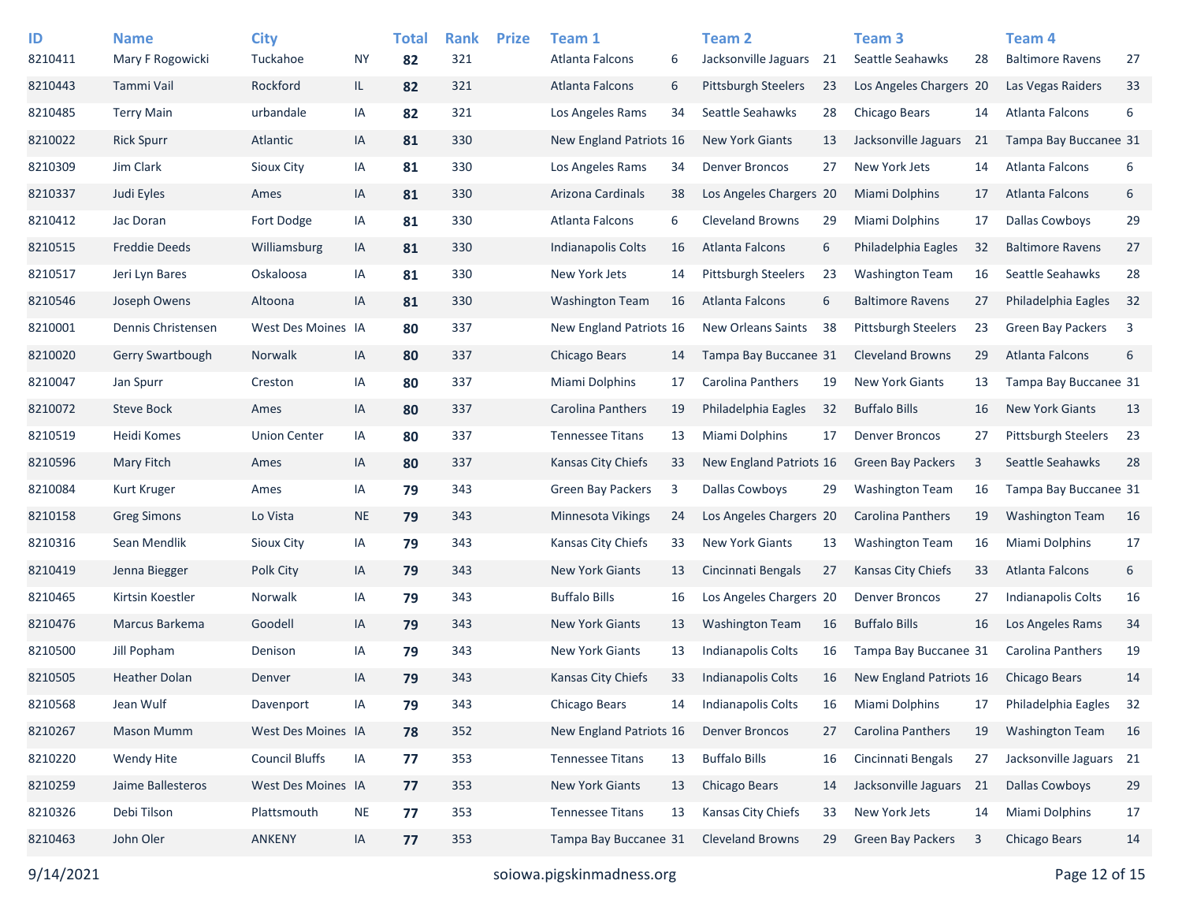| ID | Name | City | | Total | Rank | Prize | Team 1 | | Team 2 | | Team 3 | | Team 4 | |
|---|---|---|---|---|---|---|---|---|---|---|---|---|---|---|
| 8210411 | Mary F Rogowicki | Tuckahoe | NY | **82** | 321 | | Atlanta Falcons | 6 | Jacksonville Jaguars | 21 | Seattle Seahawks | 28 | Baltimore Ravens | 27 |
| 8210443 | Tammi Vail | Rockford | IL | **82** | 321 | | Atlanta Falcons | 6 | Pittsburgh Steelers | 23 | Los Angeles Chargers | 20 | Las Vegas Raiders | 33 |
| 8210485 | Terry Main | urbandale | IA | **82** | 321 | | Los Angeles Rams | 34 | Seattle Seahawks | 28 | Chicago Bears | 14 | Atlanta Falcons | 6 |
| 8210022 | Rick Spurr | Atlantic | IA | **81** | 330 | | New England Patriots | 16 | New York Giants | 13 | Jacksonville Jaguars | 21 | Tampa Bay Buccanee | 31 |
| 8210309 | Jim Clark | Sioux City | IA | **81** | 330 | | Los Angeles Rams | 34 | Denver Broncos | 27 | New York Jets | 14 | Atlanta Falcons | 6 |
| 8210337 | Judi Eyles | Ames | IA | **81** | 330 | | Arizona Cardinals | 38 | Los Angeles Chargers | 20 | Miami Dolphins | 17 | Atlanta Falcons | 6 |
| 8210412 | Jac Doran | Fort Dodge | IA | **81** | 330 | | Atlanta Falcons | 6 | Cleveland Browns | 29 | Miami Dolphins | 17 | Dallas Cowboys | 29 |
| 8210515 | Freddie Deeds | Williamsburg | IA | **81** | 330 | | Indianapolis Colts | 16 | Atlanta Falcons | 6 | Philadelphia Eagles | 32 | Baltimore Ravens | 27 |
| 8210517 | Jeri Lyn Bares | Oskaloosa | IA | **81** | 330 | | New York Jets | 14 | Pittsburgh Steelers | 23 | Washington Team | 16 | Seattle Seahawks | 28 |
| 8210546 | Joseph Owens | Altoona | IA | **81** | 330 | | Washington Team | 16 | Atlanta Falcons | 6 | Baltimore Ravens | 27 | Philadelphia Eagles | 32 |
| 8210001 | Dennis Christensen | West Des Moines | IA | **80** | 337 | | New England Patriots | 16 | New Orleans Saints | 38 | Pittsburgh Steelers | 23 | Green Bay Packers | 3 |
| 8210020 | Gerry Swartbough | Norwalk | IA | **80** | 337 | | Chicago Bears | 14 | Tampa Bay Buccanee | 31 | Cleveland Browns | 29 | Atlanta Falcons | 6 |
| 8210047 | Jan Spurr | Creston | IA | **80** | 337 | | Miami Dolphins | 17 | Carolina Panthers | 19 | New York Giants | 13 | Tampa Bay Buccanee | 31 |
| 8210072 | Steve Bock | Ames | IA | **80** | 337 | | Carolina Panthers | 19 | Philadelphia Eagles | 32 | Buffalo Bills | 16 | New York Giants | 13 |
| 8210519 | Heidi Komes | Union Center | IA | **80** | 337 | | Tennessee Titans | 13 | Miami Dolphins | 17 | Denver Broncos | 27 | Pittsburgh Steelers | 23 |
| 8210596 | Mary Fitch | Ames | IA | **80** | 337 | | Kansas City Chiefs | 33 | New England Patriots | 16 | Green Bay Packers | 3 | Seattle Seahawks | 28 |
| 8210084 | Kurt Kruger | Ames | IA | **79** | 343 | | Green Bay Packers | 3 | Dallas Cowboys | 29 | Washington Team | 16 | Tampa Bay Buccanee | 31 |
| 8210158 | Greg Simons | Lo Vista | NE | **79** | 343 | | Minnesota Vikings | 24 | Los Angeles Chargers | 20 | Carolina Panthers | 19 | Washington Team | 16 |
| 8210316 | Sean Mendlik | Sioux City | IA | **79** | 343 | | Kansas City Chiefs | 33 | New York Giants | 13 | Washington Team | 16 | Miami Dolphins | 17 |
| 8210419 | Jenna Biegger | Polk City | IA | **79** | 343 | | New York Giants | 13 | Cincinnati Bengals | 27 | Kansas City Chiefs | 33 | Atlanta Falcons | 6 |
| 8210465 | Kirtsin Koestler | Norwalk | IA | **79** | 343 | | Buffalo Bills | 16 | Los Angeles Chargers | 20 | Denver Broncos | 27 | Indianapolis Colts | 16 |
| 8210476 | Marcus Barkema | Goodell | IA | **79** | 343 | | New York Giants | 13 | Washington Team | 16 | Buffalo Bills | 16 | Los Angeles Rams | 34 |
| 8210500 | Jill Popham | Denison | IA | **79** | 343 | | New York Giants | 13 | Indianapolis Colts | 16 | Tampa Bay Buccanee | 31 | Carolina Panthers | 19 |
| 8210505 | Heather Dolan | Denver | IA | **79** | 343 | | Kansas City Chiefs | 33 | Indianapolis Colts | 16 | New England Patriots | 16 | Chicago Bears | 14 |
| 8210568 | Jean Wulf | Davenport | IA | **79** | 343 | | Chicago Bears | 14 | Indianapolis Colts | 16 | Miami Dolphins | 17 | Philadelphia Eagles | 32 |
| 8210267 | Mason Mumm | West Des Moines | IA | **78** | 352 | | New England Patriots | 16 | Denver Broncos | 27 | Carolina Panthers | 19 | Washington Team | 16 |
| 8210220 | Wendy Hite | Council Bluffs | IA | **77** | 353 | | Tennessee Titans | 13 | Buffalo Bills | 16 | Cincinnati Bengals | 27 | Jacksonville Jaguars | 21 |
| 8210259 | Jaime Ballesteros | West Des Moines | IA | **77** | 353 | | New York Giants | 13 | Chicago Bears | 14 | Jacksonville Jaguars | 21 | Dallas Cowboys | 29 |
| 8210326 | Debi Tilson | Plattsmouth | NE | **77** | 353 | | Tennessee Titans | 13 | Kansas City Chiefs | 33 | New York Jets | 14 | Miami Dolphins | 17 |
| 8210463 | John Oler | ANKENY | IA | **77** | 353 | | Tampa Bay Buccanee | 31 | Cleveland Browns | 29 | Green Bay Packers | 3 | Chicago Bears | 14 |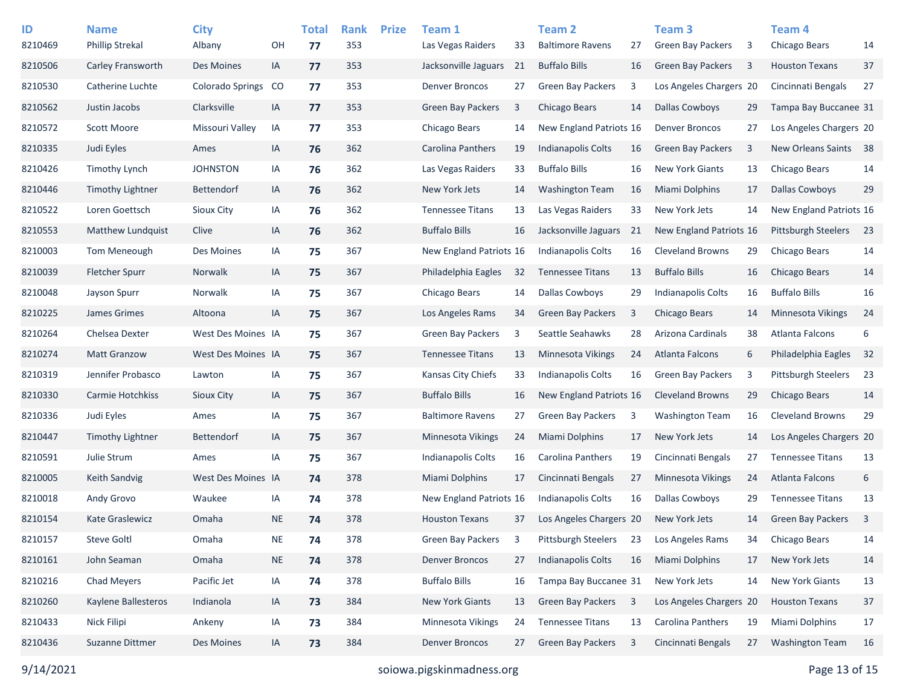| ID | Name | City | | Total | Rank | Prize | Team 1 | | Team 2 | | Team 3 | | Team 4 | |
|---|---|---|---|---|---|---|---|---|---|---|---|---|---|---|
| 8210469 | Phillip Strekal | Albany | OH | **77** | 353 | | Las Vegas Raiders | 33 | Baltimore Ravens | 27 | Green Bay Packers | 3 | Chicago Bears | 14 |
| 8210506 | Carley Fransworth | Des Moines | IA | **77** | 353 | | Jacksonville Jaguars | 21 | Buffalo Bills | 16 | Green Bay Packers | 3 | Houston Texans | 37 |
| 8210530 | Catherine Luchte | Colorado Springs | CO | **77** | 353 | | Denver Broncos | 27 | Green Bay Packers | 3 | Los Angeles Chargers | 20 | Cincinnati Bengals | 27 |
| 8210562 | Justin Jacobs | Clarksville | IA | **77** | 353 | | Green Bay Packers | 3 | Chicago Bears | 14 | Dallas Cowboys | 29 | Tampa Bay Buccanee | 31 |
| 8210572 | Scott Moore | Missouri Valley | IA | **77** | 353 | | Chicago Bears | 14 | New England Patriots | 16 | Denver Broncos | 27 | Los Angeles Chargers | 20 |
| 8210335 | Judi Eyles | Ames | IA | **76** | 362 | | Carolina Panthers | 19 | Indianapolis Colts | 16 | Green Bay Packers | 3 | New Orleans Saints | 38 |
| 8210426 | Timothy Lynch | JOHNSTON | IA | **76** | 362 | | Las Vegas Raiders | 33 | Buffalo Bills | 16 | New York Giants | 13 | Chicago Bears | 14 |
| 8210446 | Timothy Lightner | Bettendorf | IA | **76** | 362 | | New York Jets | 14 | Washington Team | 16 | Miami Dolphins | 17 | Dallas Cowboys | 29 |
| 8210522 | Loren Goettsch | Sioux City | IA | **76** | 362 | | Tennessee Titans | 13 | Las Vegas Raiders | 33 | New York Jets | 14 | New England Patriots | 16 |
| 8210553 | Matthew Lundquist | Clive | IA | **76** | 362 | | Buffalo Bills | 16 | Jacksonville Jaguars | 21 | New England Patriots | 16 | Pittsburgh Steelers | 23 |
| 8210003 | Tom Meneough | Des Moines | IA | **75** | 367 | | New England Patriots | 16 | Indianapolis Colts | 16 | Cleveland Browns | 29 | Chicago Bears | 14 |
| 8210039 | Fletcher Spurr | Norwalk | IA | **75** | 367 | | Philadelphia Eagles | 32 | Tennessee Titans | 13 | Buffalo Bills | 16 | Chicago Bears | 14 |
| 8210048 | Jayson Spurr | Norwalk | IA | **75** | 367 | | Chicago Bears | 14 | Dallas Cowboys | 29 | Indianapolis Colts | 16 | Buffalo Bills | 16 |
| 8210225 | James Grimes | Altoona | IA | **75** | 367 | | Los Angeles Rams | 34 | Green Bay Packers | 3 | Chicago Bears | 14 | Minnesota Vikings | 24 |
| 8210264 | Chelsea Dexter | West Des Moines | IA | **75** | 367 | | Green Bay Packers | 3 | Seattle Seahawks | 28 | Arizona Cardinals | 38 | Atlanta Falcons | 6 |
| 8210274 | Matt Granzow | West Des Moines | IA | **75** | 367 | | Tennessee Titans | 13 | Minnesota Vikings | 24 | Atlanta Falcons | 6 | Philadelphia Eagles | 32 |
| 8210319 | Jennifer Probasco | Lawton | IA | **75** | 367 | | Kansas City Chiefs | 33 | Indianapolis Colts | 16 | Green Bay Packers | 3 | Pittsburgh Steelers | 23 |
| 8210330 | Carmie Hotchkiss | Sioux City | IA | **75** | 367 | | Buffalo Bills | 16 | New England Patriots | 16 | Cleveland Browns | 29 | Chicago Bears | 14 |
| 8210336 | Judi Eyles | Ames | IA | **75** | 367 | | Baltimore Ravens | 27 | Green Bay Packers | 3 | Washington Team | 16 | Cleveland Browns | 29 |
| 8210447 | Timothy Lightner | Bettendorf | IA | **75** | 367 | | Minnesota Vikings | 24 | Miami Dolphins | 17 | New York Jets | 14 | Los Angeles Chargers | 20 |
| 8210591 | Julie Strum | Ames | IA | **75** | 367 | | Indianapolis Colts | 16 | Carolina Panthers | 19 | Cincinnati Bengals | 27 | Tennessee Titans | 13 |
| 8210005 | Keith Sandvig | West Des Moines | IA | **74** | 378 | | Miami Dolphins | 17 | Cincinnati Bengals | 27 | Minnesota Vikings | 24 | Atlanta Falcons | 6 |
| 8210018 | Andy Grovo | Waukee | IA | **74** | 378 | | New England Patriots | 16 | Indianapolis Colts | 16 | Dallas Cowboys | 29 | Tennessee Titans | 13 |
| 8210154 | Kate Graslewicz | Omaha | NE | **74** | 378 | | Houston Texans | 37 | Los Angeles Chargers | 20 | New York Jets | 14 | Green Bay Packers | 3 |
| 8210157 | Steve Goltl | Omaha | NE | **74** | 378 | | Green Bay Packers | 3 | Pittsburgh Steelers | 23 | Los Angeles Rams | 34 | Chicago Bears | 14 |
| 8210161 | John Seaman | Omaha | NE | **74** | 378 | | Denver Broncos | 27 | Indianapolis Colts | 16 | Miami Dolphins | 17 | New York Jets | 14 |
| 8210216 | Chad Meyers | Pacific Jet | IA | **74** | 378 | | Buffalo Bills | 16 | Tampa Bay Buccanee | 31 | New York Jets | 14 | New York Giants | 13 |
| 8210260 | Kaylene Ballesteros | Indianola | IA | **73** | 384 | | New York Giants | 13 | Green Bay Packers | 3 | Los Angeles Chargers | 20 | Houston Texans | 37 |
| 8210433 | Nick Filipi | Ankeny | IA | **73** | 384 | | Minnesota Vikings | 24 | Tennessee Titans | 13 | Carolina Panthers | 19 | Miami Dolphins | 17 |
| 8210436 | Suzanne Dittmer | Des Moines | IA | **73** | 384 | | Denver Broncos | 27 | Green Bay Packers | 3 | Cincinnati Bengals | 27 | Washington Team | 16 |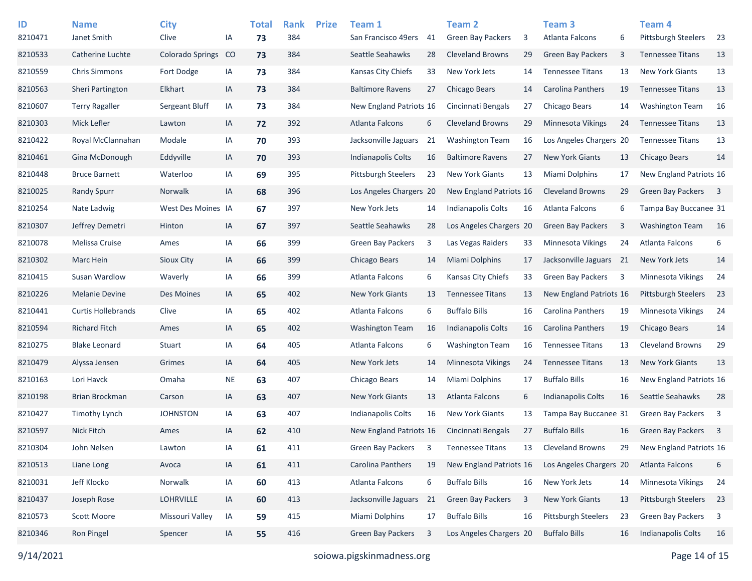| ID | Name | City | | Total | Rank | Prize | Team 1 | | Team 2 | | Team 3 | | Team 4 | |
|---|---|---|---|---|---|---|---|---|---|---|---|---|---|---|
| 8210471 | Janet Smith | Clive | IA | **73** | 384 | | San Francisco 49ers | 41 | Green Bay Packers | 3 | Atlanta Falcons | 6 | Pittsburgh Steelers | 23 |
| 8210533 | Catherine Luchte | Colorado Springs | CO | **73** | 384 | | Seattle Seahawks | 28 | Cleveland Browns | 29 | Green Bay Packers | 3 | Tennessee Titans | 13 |
| 8210559 | Chris Simmons | Fort Dodge | IA | **73** | 384 | | Kansas City Chiefs | 33 | New York Jets | 14 | Tennessee Titans | 13 | New York Giants | 13 |
| 8210563 | Sheri Partington | Elkhart | IA | **73** | 384 | | Baltimore Ravens | 27 | Chicago Bears | 14 | Carolina Panthers | 19 | Tennessee Titans | 13 |
| 8210607 | Terry Ragaller | Sergeant Bluff | IA | **73** | 384 | | New England Patriots | 16 | Cincinnati Bengals | 27 | Chicago Bears | 14 | Washington Team | 16 |
| 8210303 | Mick Lefler | Lawton | IA | **72** | 392 | | Atlanta Falcons | 6 | Cleveland Browns | 29 | Minnesota Vikings | 24 | Tennessee Titans | 13 |
| 8210422 | Royal McClannahan | Modale | IA | **70** | 393 | | Jacksonville Jaguars | 21 | Washington Team | 16 | Los Angeles Chargers | 20 | Tennessee Titans | 13 |
| 8210461 | Gina McDonough | Eddyville | IA | **70** | 393 | | Indianapolis Colts | 16 | Baltimore Ravens | 27 | New York Giants | 13 | Chicago Bears | 14 |
| 8210448 | Bruce Barnett | Waterloo | IA | **69** | 395 | | Pittsburgh Steelers | 23 | New York Giants | 13 | Miami Dolphins | 17 | New England Patriots | 16 |
| 8210025 | Randy Spurr | Norwalk | IA | **68** | 396 | | Los Angeles Chargers | 20 | New England Patriots | 16 | Cleveland Browns | 29 | Green Bay Packers | 3 |
| 8210254 | Nate Ladwig | West Des Moines | IA | **67** | 397 | | New York Jets | 14 | Indianapolis Colts | 16 | Atlanta Falcons | 6 | Tampa Bay Buccanee | 31 |
| 8210307 | Jeffrey Demetri | Hinton | IA | **67** | 397 | | Seattle Seahawks | 28 | Los Angeles Chargers | 20 | Green Bay Packers | 3 | Washington Team | 16 |
| 8210078 | Melissa Cruise | Ames | IA | **66** | 399 | | Green Bay Packers | 3 | Las Vegas Raiders | 33 | Minnesota Vikings | 24 | Atlanta Falcons | 6 |
| 8210302 | Marc Hein | Sioux City | IA | **66** | 399 | | Chicago Bears | 14 | Miami Dolphins | 17 | Jacksonville Jaguars | 21 | New York Jets | 14 |
| 8210415 | Susan Wardlow | Waverly | IA | **66** | 399 | | Atlanta Falcons | 6 | Kansas City Chiefs | 33 | Green Bay Packers | 3 | Minnesota Vikings | 24 |
| 8210226 | Melanie Devine | Des Moines | IA | **65** | 402 | | New York Giants | 13 | Tennessee Titans | 13 | New England Patriots | 16 | Pittsburgh Steelers | 23 |
| 8210441 | Curtis Hollebrands | Clive | IA | **65** | 402 | | Atlanta Falcons | 6 | Buffalo Bills | 16 | Carolina Panthers | 19 | Minnesota Vikings | 24 |
| 8210594 | Richard Fitch | Ames | IA | **65** | 402 | | Washington Team | 16 | Indianapolis Colts | 16 | Carolina Panthers | 19 | Chicago Bears | 14 |
| 8210275 | Blake Leonard | Stuart | IA | **64** | 405 | | Atlanta Falcons | 6 | Washington Team | 16 | Tennessee Titans | 13 | Cleveland Browns | 29 |
| 8210479 | Alyssa Jensen | Grimes | IA | **64** | 405 | | New York Jets | 14 | Minnesota Vikings | 24 | Tennessee Titans | 13 | New York Giants | 13 |
| 8210163 | Lori Havck | Omaha | NE | **63** | 407 | | Chicago Bears | 14 | Miami Dolphins | 17 | Buffalo Bills | 16 | New England Patriots | 16 |
| 8210198 | Brian Brockman | Carson | IA | **63** | 407 | | New York Giants | 13 | Atlanta Falcons | 6 | Indianapolis Colts | 16 | Seattle Seahawks | 28 |
| 8210427 | Timothy Lynch | JOHNSTON | IA | **63** | 407 | | Indianapolis Colts | 16 | New York Giants | 13 | Tampa Bay Buccanee | 31 | Green Bay Packers | 3 |
| 8210597 | Nick Fitch | Ames | IA | **62** | 410 | | New England Patriots | 16 | Cincinnati Bengals | 27 | Buffalo Bills | 16 | Green Bay Packers | 3 |
| 8210304 | John Nelsen | Lawton | IA | **61** | 411 | | Green Bay Packers | 3 | Tennessee Titans | 13 | Cleveland Browns | 29 | New England Patriots | 16 |
| 8210513 | Liane Long | Avoca | IA | **61** | 411 | | Carolina Panthers | 19 | New England Patriots | 16 | Los Angeles Chargers | 20 | Atlanta Falcons | 6 |
| 8210031 | Jeff Klocko | Norwalk | IA | **60** | 413 | | Atlanta Falcons | 6 | Buffalo Bills | 16 | New York Jets | 14 | Minnesota Vikings | 24 |
| 8210437 | Joseph Rose | LOHRVILLE | IA | **60** | 413 | | Jacksonville Jaguars | 21 | Green Bay Packers | 3 | New York Giants | 13 | Pittsburgh Steelers | 23 |
| 8210573 | Scott Moore | Missouri Valley | IA | **59** | 415 | | Miami Dolphins | 17 | Buffalo Bills | 16 | Pittsburgh Steelers | 23 | Green Bay Packers | 3 |
| 8210346 | Ron Pingel | Spencer | IA | **55** | 416 | | Green Bay Packers | 3 | Los Angeles Chargers | 20 | Buffalo Bills | 16 | Indianapolis Colts | 16 |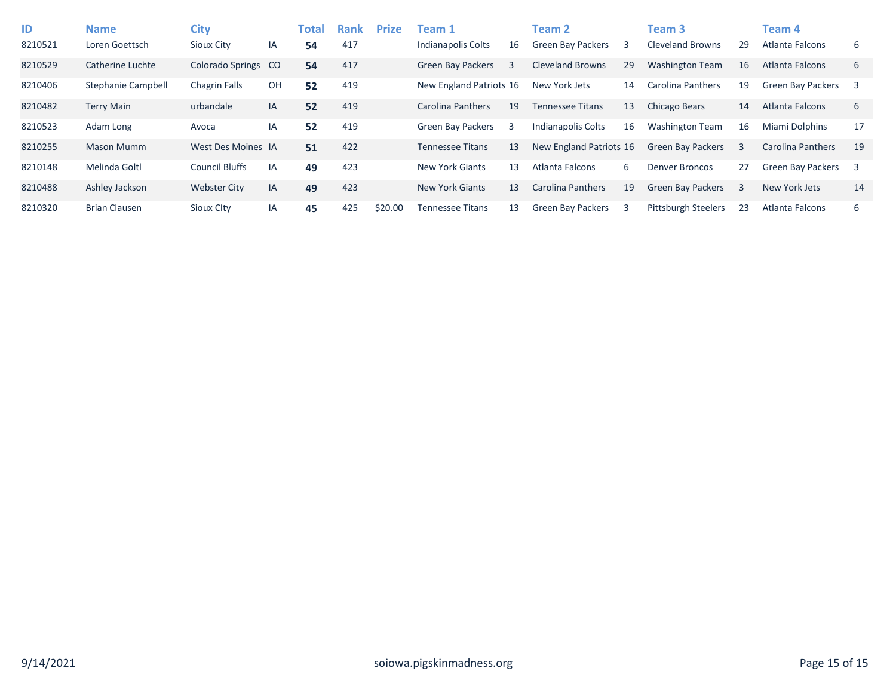| ID | Name | City | | Total | Rank | Prize | Team 1 | | Team 2 | | Team 3 | | Team 4 | |
|---|---|---|---|---|---|---|---|---|---|---|---|---|---|---|
| 8210521 | Loren Goettsch | Sioux City | IA | **54** | 417 | | Indianapolis Colts | 16 | Green Bay Packers | 3 | Cleveland Browns | 29 | Atlanta Falcons | 6 |
| 8210529 | Catherine Luchte | Colorado Springs | CO | **54** | 417 | | Green Bay Packers | 3 | Cleveland Browns | 29 | Washington Team | 16 | Atlanta Falcons | 6 |
| 8210406 | Stephanie Campbell | Chagrin Falls | OH | **52** | 419 | | New England Patriots | 16 | New York Jets | 14 | Carolina Panthers | 19 | Green Bay Packers | 3 |
| 8210482 | Terry Main | urbandale | IA | **52** | 419 | | Carolina Panthers | 19 | Tennessee Titans | 13 | Chicago Bears | 14 | Atlanta Falcons | 6 |
| 8210523 | Adam Long | Avoca | IA | **52** | 419 | | Green Bay Packers | 3 | Indianapolis Colts | 16 | Washington Team | 16 | Miami Dolphins | 17 |
| 8210255 | Mason Mumm | West Des Moines | IA | **51** | 422 | | Tennessee Titans | 13 | New England Patriots | 16 | Green Bay Packers | 3 | Carolina Panthers | 19 |
| 8210148 | Melinda Goltl | Council Bluffs | IA | **49** | 423 | | New York Giants | 13 | Atlanta Falcons | 6 | Denver Broncos | 27 | Green Bay Packers | 3 |
| 8210488 | Ashley Jackson | Webster City | IA | **49** | 423 | | New York Giants | 13 | Carolina Panthers | 19 | Green Bay Packers | 3 | New York Jets | 14 |
| 8210320 | Brian Clausen | Sioux CIty | IA | **45** | 425 | $20.00 | Tennessee Titans | 13 | Green Bay Packers | 3 | Pittsburgh Steelers | 23 | Atlanta Falcons | 6 |

9/14/2021 soiowa.pigskinmadness.org